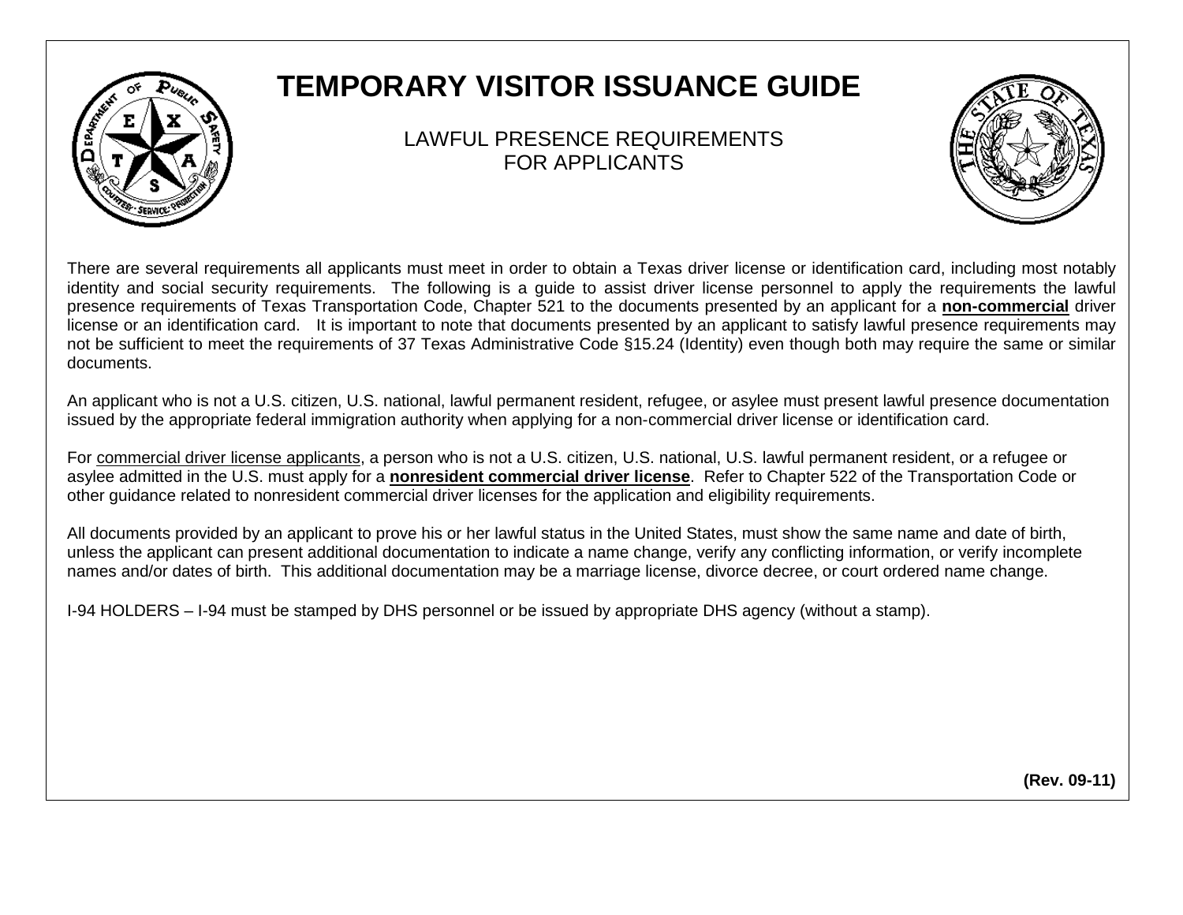# TEMPORARY VISITOR ISSUANCE GUIDE

LAWFUL PRESENCE REQUIREMENTS
FOR APPLICANTS

There are several requirements all applicants must meet in order to obtain a Texas driver license or identification card, including most notably identity and social security requirements. The following is a guide to assist driver license personnel to apply the requirements the lawful presence requirements of Texas Transportation Code, Chapter 521 to the documents presented by an applicant for a **non-commercial** driver license or an identification card. It is important to note that documents presented by an applicant to satisfy lawful presence requirements may not be sufficient to meet the requirements of 37 Texas Administrative Code §15.24 (Identity) even though both may require the same or similar documents.

An applicant who is not a U.S. citizen, U.S. national, lawful permanent resident, refugee, or asylee must present lawful presence documentation issued by the appropriate federal immigration authority when applying for a non-commercial driver license or identification card.

For commercial driver license applicants, a person who is not a U.S. citizen, U.S. national, U.S. lawful permanent resident, or a refugee or asylee admitted in the U.S. must apply for a **nonresident commercial driver license**. Refer to Chapter 522 of the Transportation Code or other guidance related to nonresident commercial driver licenses for the application and eligibility requirements.

All documents provided by an applicant to prove his or her lawful status in the United States, must show the same name and date of birth, unless the applicant can present additional documentation to indicate a name change, verify any conflicting information, or verify incomplete names and/or dates of birth. This additional documentation may be a marriage license, divorce decree, or court ordered name change.

I-94 HOLDERS – I-94 must be stamped by DHS personnel or be issued by appropriate DHS agency (without a stamp).

**(Rev. 09-11)**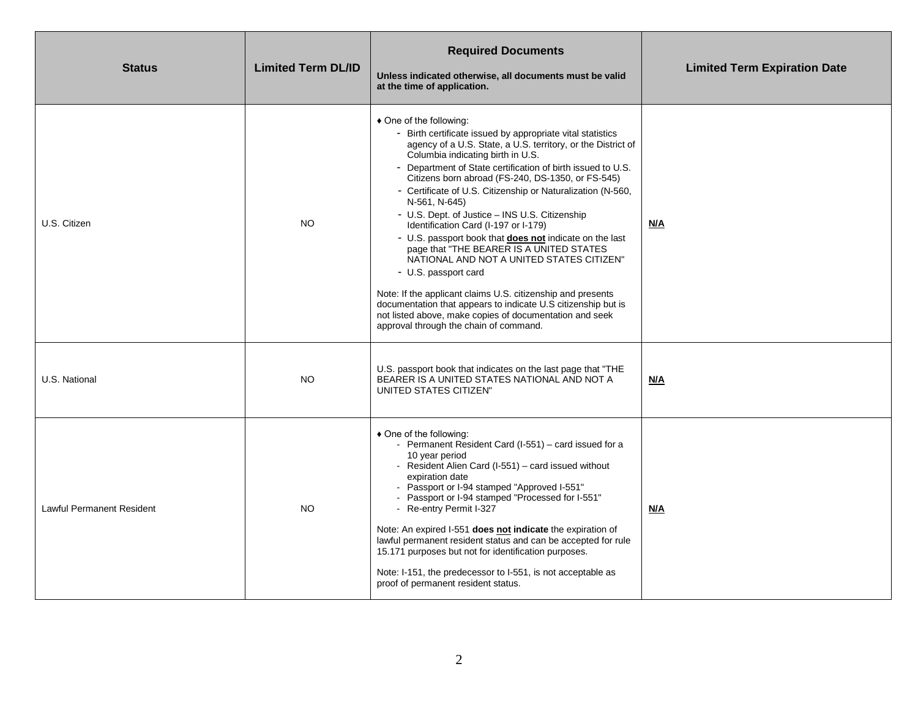| Status | Limited Term DL/ID | **Required Documents**<br><br>**Unless indicated otherwise, all documents must be valid at the time of application.** | Limited Term Expiration Date |
|---|---|---|---|
| U.S. Citizen | NO | ♦ One of the following:<br>- Birth certificate issued by appropriate vital statistics agency of a U.S. State, a U.S. territory, or the District of Columbia indicating birth in U.S.<br>- Department of State certification of birth issued to U.S. Citizens born abroad (FS-240, DS-1350, or FS-545)<br>- Certificate of U.S. Citizenship or Naturalization (N-560, N-561, N-645)<br>- U.S. Dept. of Justice – INS U.S. Citizenship Identification Card (I-197 or I-179)<br>- U.S. passport book that **does not** indicate on the last page that "THE BEARER IS A UNITED STATES NATIONAL AND NOT A UNITED STATES CITIZEN"<br>- U.S. passport card<br><br>Note: If the applicant claims U.S. citizenship and presents documentation that appears to indicate U.S citizenship but is not listed above, make copies of documentation and seek approval through the chain of command. | **N/A** |
| U.S. National | NO | U.S. passport book that indicates on the last page that "THE BEARER IS A UNITED STATES NATIONAL AND NOT A UNITED STATES CITIZEN" | **N/A** |
| Lawful Permanent Resident | NO | ♦ One of the following:<br>- Permanent Resident Card (I-551) – card issued for a 10 year period<br>- Resident Alien Card (I-551) – card issued without expiration date<br>- Passport or I-94 stamped "Approved I-551"<br>- Passport or I-94 stamped "Processed for I-551"<br>- Re-entry Permit I-327<br><br>Note: An expired I-551 **does not indicate** the expiration of lawful permanent resident status and can be accepted for rule 15.171 purposes but not for identification purposes.<br><br>Note: I-151, the predecessor to I-551, is not acceptable as proof of permanent resident status. | **N/A** |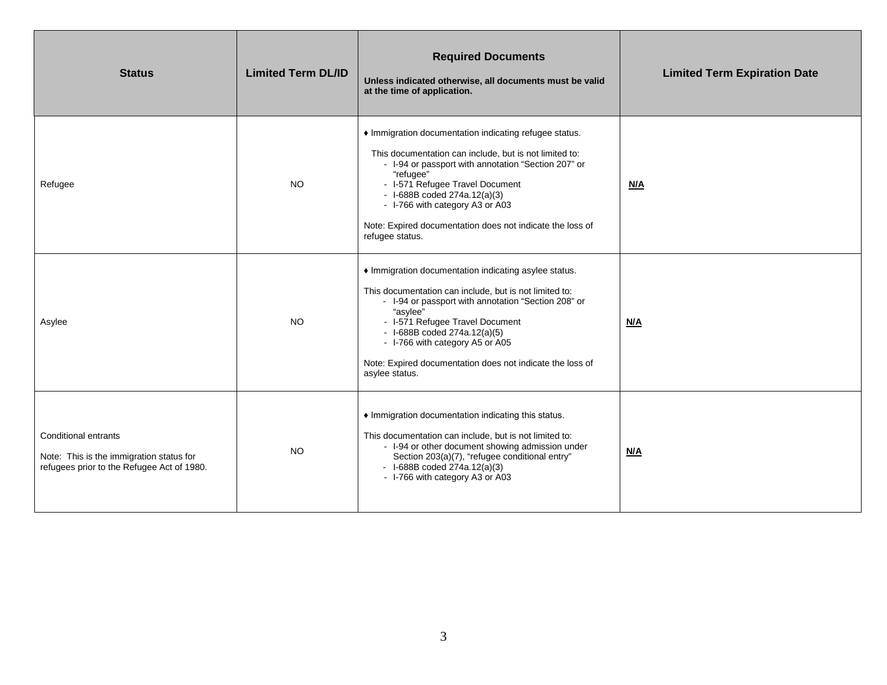| Status | Limited Term DL/ID | Required Documents<br><br>**Unless indicated otherwise, all documents must be valid at the time of application.** | Limited Term Expiration Date |
| --- | --- | --- | --- |
| Refugee | NO | ♦ Immigration documentation indicating refugee status.<br><br>This documentation can include, but is not limited to:<br>- I-94 or passport with annotation "Section 207" or "refugee"<br>- I-571 Refugee Travel Document<br>- I-688B coded 274a.12(a)(3)<br>- I-766 with category A3 or A03<br><br>Note: Expired documentation does not indicate the loss of refugee status. | **N/A** |
| Asylee | NO | ♦ Immigration documentation indicating asylee status.<br><br>This documentation can include, but is not limited to:<br>- I-94 or passport with annotation "Section 208" or "asylee"<br>- I-571 Refugee Travel Document<br>- I-688B coded 274a.12(a)(5)<br>- I-766 with category A5 or A05<br><br>Note: Expired documentation does not indicate the loss of asylee status. | **N/A** |
| Conditional entrants<br><br>Note: This is the immigration status for refugees prior to the Refugee Act of 1980. | NO | ♦ Immigration documentation indicating this status.<br><br>This documentation can include, but is not limited to:<br>- I-94 or other document showing admission under Section 203(a)(7), "refugee conditional entry"<br>- I-688B coded 274a.12(a)(3)<br>- I-766 with category A3 or A03 | **N/A** |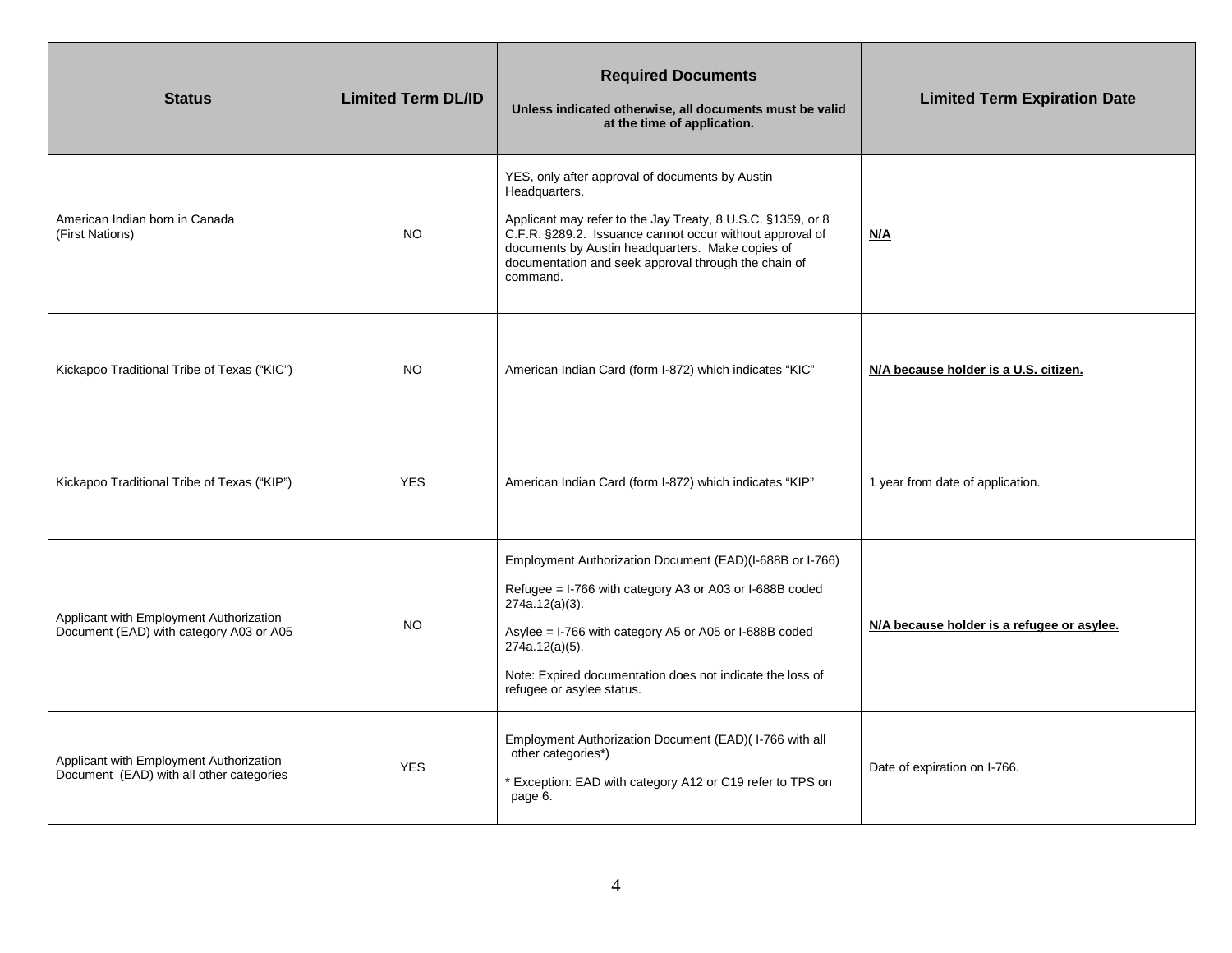| Status | Limited Term DL/ID | **Required Documents**<br><br>**Unless indicated otherwise, all documents must be valid at the time of application.** | Limited Term Expiration Date |
|---|---|---|---|
| American Indian born in Canada (First Nations) | NO | YES, only after approval of documents by Austin Headquarters.<br><br>Applicant may refer to the Jay Treaty, 8 U.S.C. §1359, or 8 C.F.R. §289.2. Issuance cannot occur without approval of documents by Austin headquarters. Make copies of documentation and seek approval through the chain of command. | **N/A** |
| Kickapoo Traditional Tribe of Texas ("KIC") | NO | American Indian Card (form I-872) which indicates "KIC" | **N/A because holder is a U.S. citizen.** |
| Kickapoo Traditional Tribe of Texas ("KIP") | YES | American Indian Card (form I-872) which indicates "KIP" | 1 year from date of application. |
| Applicant with Employment Authorization Document (EAD) with category A03 or A05 | NO | Employment Authorization Document (EAD)(I-688B or I-766)<br><br>Refugee = I-766 with category A3 or A03 or I-688B coded 274a.12(a)(3).<br><br>Asylee = I-766 with category A5 or A05 or I-688B coded 274a.12(a)(5).<br><br>Note: Expired documentation does not indicate the loss of refugee or asylee status. | **N/A because holder is a refugee or asylee.** |
| Applicant with Employment Authorization Document (EAD) with all other categories | YES | Employment Authorization Document (EAD)( I-766 with all other categories*)<br><br>* Exception: EAD with category A12 or C19 refer to TPS on page 6. | Date of expiration on I-766. |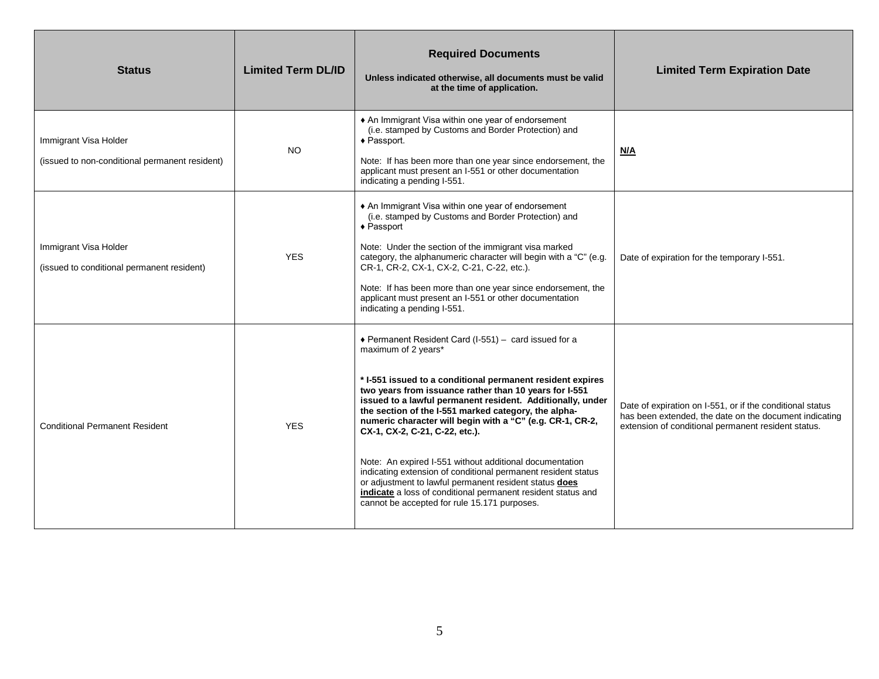| Status | Limited Term DL/ID | Required Documents<br><br>**Unless indicated otherwise, all documents must be valid at the time of application.** | Limited Term Expiration Date |
|---|---|---|---|
| Immigrant Visa Holder<br><br>(issued to non-conditional permanent resident) | NO | ♦ An Immigrant Visa within one year of endorsement (i.e. stamped by Customs and Border Protection) and<br>♦ Passport.<br><br>Note: If has been more than one year since endorsement, the applicant must present an I-551 or other documentation indicating a pending I-551. | **<u>N/A</u>** |
| Immigrant Visa Holder<br><br>(issued to conditional permanent resident) | YES | ♦ An Immigrant Visa within one year of endorsement (i.e. stamped by Customs and Border Protection) and<br>♦ Passport<br><br>Note: Under the section of the immigrant visa marked category, the alphanumeric character will begin with a "C" (e.g. CR-1, CR-2, CX-1, CX-2, C-21, C-22, etc.).<br><br>Note: If has been more than one year since endorsement, the applicant must present an I-551 or other documentation indicating a pending I-551. | Date of expiration for the temporary I-551. |
| Conditional Permanent Resident | YES | ♦ Permanent Resident Card (I-551) – card issued for a maximum of 2 years*<br><br>**\* I-551 issued to a conditional permanent resident expires two years from issuance rather than 10 years for I-551 issued to a lawful permanent resident. Additionally, under the section of the I-551 marked category, the alpha-numeric character will begin with a "C" (e.g. CR-1, CR-2, CX-1, CX-2, C-21, C-22, etc.).**<br><br>Note: An expired I-551 without additional documentation indicating extension of conditional permanent resident status or adjustment to lawful permanent resident status **<u>does indicate</u>** a loss of conditional permanent resident status and cannot be accepted for rule 15.171 purposes. | Date of expiration on I-551, or if the conditional status has been extended, the date on the document indicating extension of conditional permanent resident status. |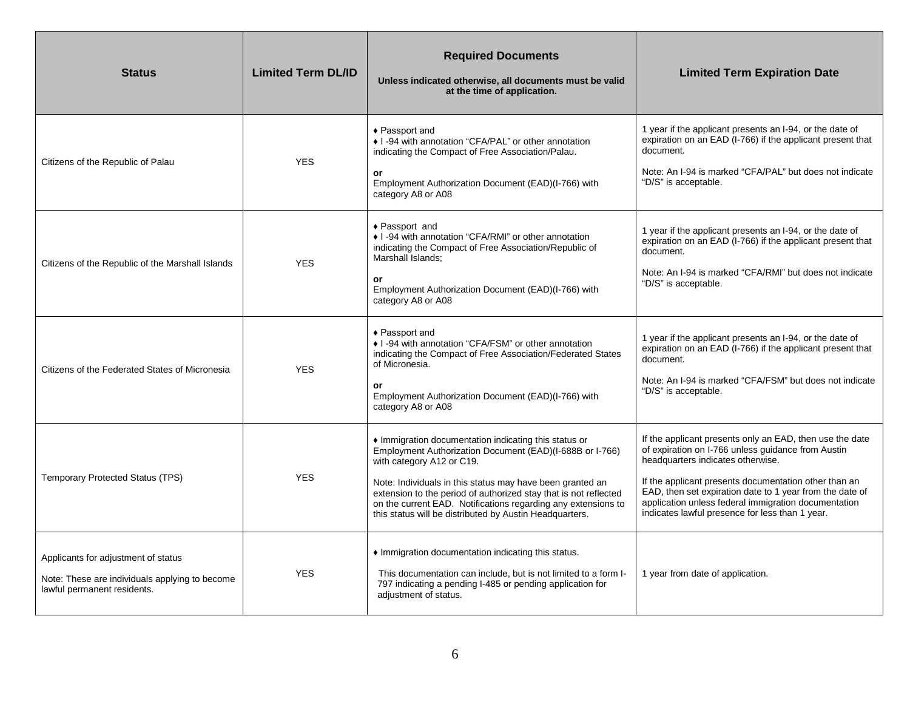| Status | Limited Term DL/ID | Required Documents<br><br>Unless indicated otherwise, all documents must be valid at the time of application. | Limited Term Expiration Date |
|---|---|---|---|
| Citizens of the Republic of Palau | YES | ♦ Passport and<br>♦ I -94 with annotation "CFA/PAL" or other annotation indicating the Compact of Free Association/Palau.<br><br>**or**<br>Employment Authorization Document (EAD)(I-766) with category A8 or A08 | 1 year if the applicant presents an I-94, or the date of expiration on an EAD (I-766) if the applicant present that document.<br><br>Note: An I-94 is marked "CFA/PAL" but does not indicate "D/S" is acceptable. |
| Citizens of the Republic of the Marshall Islands | YES | ♦ Passport and<br>♦ I -94 with annotation "CFA/RMI" or other annotation indicating the Compact of Free Association/Republic of Marshall Islands;<br><br>**or**<br>Employment Authorization Document (EAD)(I-766) with category A8 or A08 | 1 year if the applicant presents an I-94, or the date of expiration on an EAD (I-766) if the applicant present that document.<br><br>Note: An I-94 is marked "CFA/RMI" but does not indicate "D/S" is acceptable. |
| Citizens of the Federated States of Micronesia | YES | ♦ Passport and<br>♦ I -94 with annotation "CFA/FSM" or other annotation indicating the Compact of Free Association/Federated States of Micronesia.<br><br>**or**<br>Employment Authorization Document (EAD)(I-766) with category A8 or A08 | 1 year if the applicant presents an I-94, or the date of expiration on an EAD (I-766) if the applicant present that document.<br><br>Note: An I-94 is marked "CFA/FSM" but does not indicate "D/S" is acceptable. |
| Temporary Protected Status (TPS) | YES | ♦ Immigration documentation indicating this status or Employment Authorization Document (EAD)(I-688B or I-766) with category A12 or C19.<br><br>Note: Individuals in this status may have been granted an extension to the period of authorized stay that is not reflected on the current EAD. Notifications regarding any extensions to this status will be distributed by Austin Headquarters. | If the applicant presents only an EAD, then use the date of expiration on I-766 unless guidance from Austin headquarters indicates otherwise.<br><br>If the applicant presents documentation other than an EAD, then set expiration date to 1 year from the date of application unless federal immigration documentation indicates lawful presence for less than 1 year. |
| Applicants for adjustment of status<br><br>Note: These are individuals applying to become lawful permanent residents. | YES | ♦ Immigration documentation indicating this status.<br><br>This documentation can include, but is not limited to a form I-797 indicating a pending I-485 or pending application for adjustment of status. | 1 year from date of application. |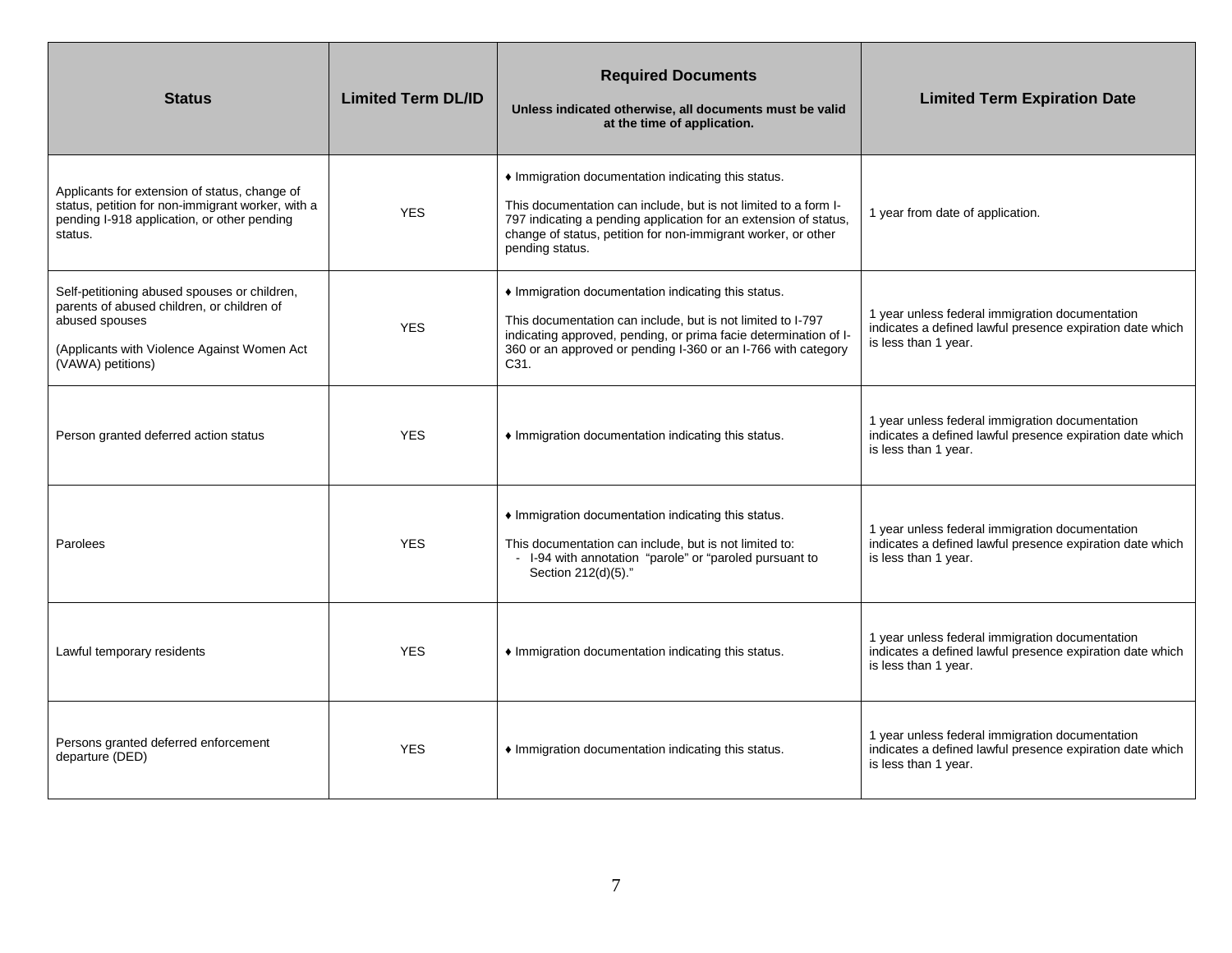| Status | Limited Term DL/ID | Required Documents<br><br>Unless indicated otherwise, all documents must be valid at the time of application. | Limited Term Expiration Date |
|---|---|---|---|
| Applicants for extension of status, change of status, petition for non-immigrant worker, with a pending I-918 application, or other pending status. | YES | ♦ Immigration documentation indicating this status.<br><br>This documentation can include, but is not limited to a form I-797 indicating a pending application for an extension of status, change of status, petition for non-immigrant worker, or other pending status. | 1 year from date of application. |
| Self-petitioning abused spouses or children, parents of abused children, or children of abused spouses<br><br>(Applicants with Violence Against Women Act (VAWA) petitions) | YES | ♦ Immigration documentation indicating this status.<br><br>This documentation can include, but is not limited to I-797 indicating approved, pending, or prima facie determination of I-360 or an approved or pending I-360 or an I-766 with category C31. | 1 year unless federal immigration documentation indicates a defined lawful presence expiration date which is less than 1 year. |
| Person granted deferred action status | YES | ♦ Immigration documentation indicating this status. | 1 year unless federal immigration documentation indicates a defined lawful presence expiration date which is less than 1 year. |
| Parolees | YES | ♦ Immigration documentation indicating this status.<br><br>This documentation can include, but is not limited to:<br>- I-94 with annotation "parole" or "paroled pursuant to Section 212(d)(5)." | 1 year unless federal immigration documentation indicates a defined lawful presence expiration date which is less than 1 year. |
| Lawful temporary residents | YES | ♦ Immigration documentation indicating this status. | 1 year unless federal immigration documentation indicates a defined lawful presence expiration date which is less than 1 year. |
| Persons granted deferred enforcement departure (DED) | YES | ♦ Immigration documentation indicating this status. | 1 year unless federal immigration documentation indicates a defined lawful presence expiration date which is less than 1 year. |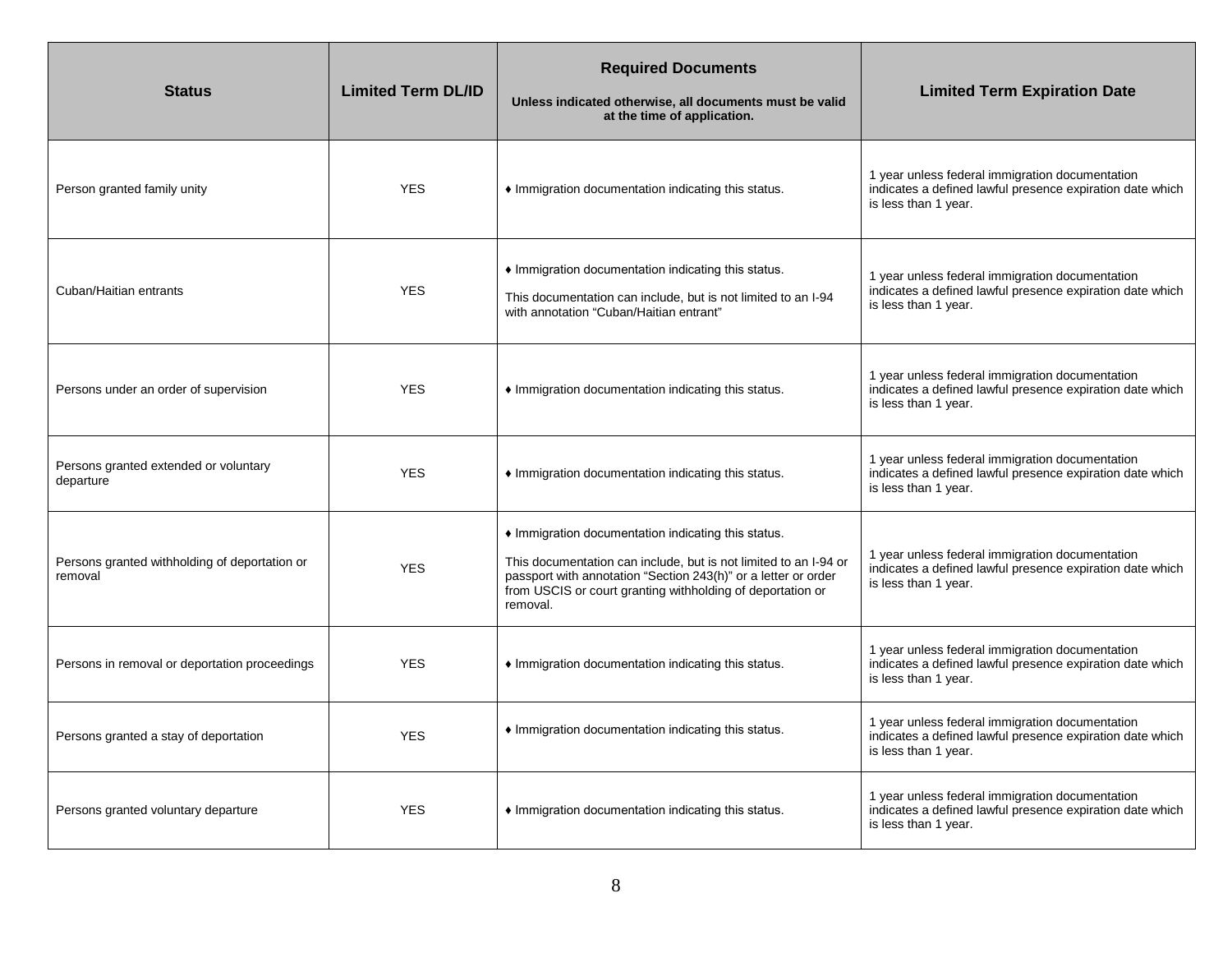| Status | Limited Term DL/ID | Required Documents<br><br>Unless indicated otherwise, all documents must be valid at the time of application. | Limited Term Expiration Date |
|---|---|---|---|
| Person granted family unity | YES | ♦ Immigration documentation indicating this status. | 1 year unless federal immigration documentation indicates a defined lawful presence expiration date which is less than 1 year. |
| Cuban/Haitian entrants | YES | ♦ Immigration documentation indicating this status.<br><br>This documentation can include, but is not limited to an I-94 with annotation "Cuban/Haitian entrant" | 1 year unless federal immigration documentation indicates a defined lawful presence expiration date which is less than 1 year. |
| Persons under an order of supervision | YES | ♦ Immigration documentation indicating this status. | 1 year unless federal immigration documentation indicates a defined lawful presence expiration date which is less than 1 year. |
| Persons granted extended or voluntary departure | YES | ♦ Immigration documentation indicating this status. | 1 year unless federal immigration documentation indicates a defined lawful presence expiration date which is less than 1 year. |
| Persons granted withholding of deportation or removal | YES | ♦ Immigration documentation indicating this status.<br><br>This documentation can include, but is not limited to an I-94 or passport with annotation "Section 243(h)" or a letter or order from USCIS or court granting withholding of deportation or removal. | 1 year unless federal immigration documentation indicates a defined lawful presence expiration date which is less than 1 year. |
| Persons in removal or deportation proceedings | YES | ♦ Immigration documentation indicating this status. | 1 year unless federal immigration documentation indicates a defined lawful presence expiration date which is less than 1 year. |
| Persons granted a stay of deportation | YES | ♦ Immigration documentation indicating this status. | 1 year unless federal immigration documentation indicates a defined lawful presence expiration date which is less than 1 year. |
| Persons granted voluntary departure | YES | ♦ Immigration documentation indicating this status. | 1 year unless federal immigration documentation indicates a defined lawful presence expiration date which is less than 1 year. |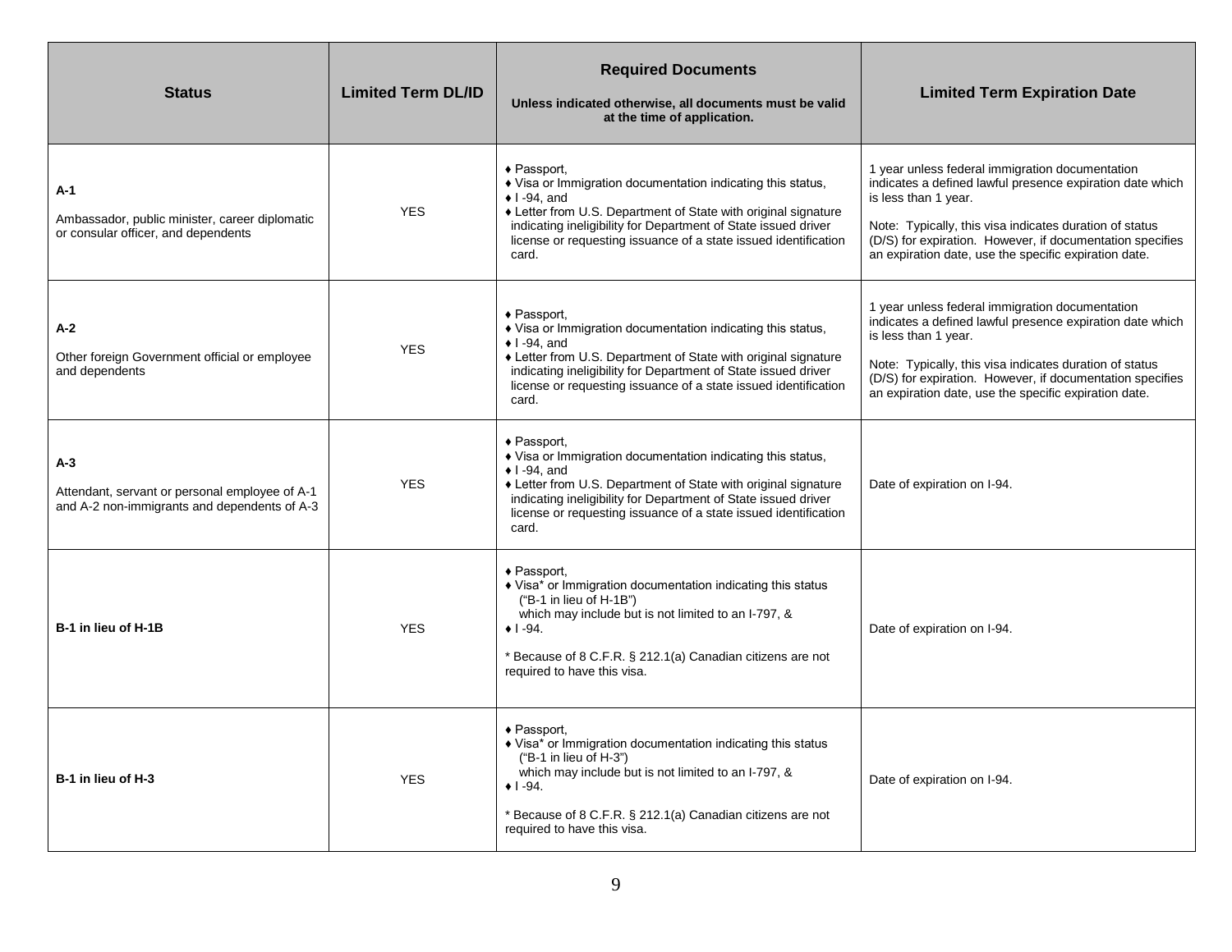| Status | Limited Term DL/ID | Required Documents<br><br>Unless indicated otherwise, all documents must be valid at the time of application. | Limited Term Expiration Date |
|---|---|---|---|
| **A-1**<br><br>Ambassador, public minister, career diplomatic or consular officer, and dependents | YES | ♦ Passport,<br>♦ Visa or Immigration documentation indicating this status,<br>♦ I -94, and<br>♦ Letter from U.S. Department of State with original signature indicating ineligibility for Department of State issued driver license or requesting issuance of a state issued identification card. | 1 year unless federal immigration documentation indicates a defined lawful presence expiration date which is less than 1 year.<br><br>Note: Typically, this visa indicates duration of status (D/S) for expiration. However, if documentation specifies an expiration date, use the specific expiration date. |
| **A-2**<br><br>Other foreign Government official or employee and dependents | YES | ♦ Passport,<br>♦ Visa or Immigration documentation indicating this status,<br>♦ I -94, and<br>♦ Letter from U.S. Department of State with original signature indicating ineligibility for Department of State issued driver license or requesting issuance of a state issued identification card. | 1 year unless federal immigration documentation indicates a defined lawful presence expiration date which is less than 1 year.<br><br>Note: Typically, this visa indicates duration of status (D/S) for expiration. However, if documentation specifies an expiration date, use the specific expiration date. |
| **A-3**<br><br>Attendant, servant or personal employee of A-1 and A-2 non-immigrants and dependents of A-3 | YES | ♦ Passport,<br>♦ Visa or Immigration documentation indicating this status,<br>♦ I -94, and<br>♦ Letter from U.S. Department of State with original signature indicating ineligibility for Department of State issued driver license or requesting issuance of a state issued identification card. | Date of expiration on I-94. |
| **B-1 in lieu of H-1B** | YES | ♦ Passport,<br>♦ Visa* or Immigration documentation indicating this status ("B-1 in lieu of H-1B") which may include but is not limited to an I-797, &<br>♦ I -94.<br><br>* Because of 8 C.F.R. § 212.1(a) Canadian citizens are not required to have this visa. | Date of expiration on I-94. |
| **B-1 in lieu of H-3** | YES | ♦ Passport,<br>♦ Visa* or Immigration documentation indicating this status ("B-1 in lieu of H-3") which may include but is not limited to an I-797, &<br>♦ I -94.<br><br>* Because of 8 C.F.R. § 212.1(a) Canadian citizens are not required to have this visa. | Date of expiration on I-94. |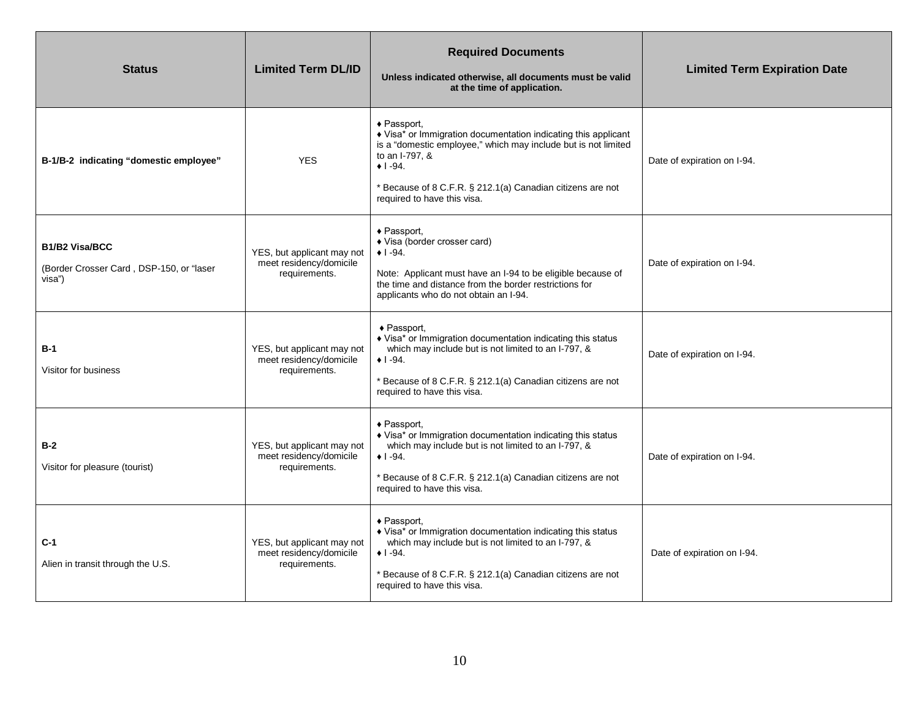| Status | Limited Term DL/ID | Required Documents<br><br>Unless indicated otherwise, all documents must be valid at the time of application. | Limited Term Expiration Date |
| --- | --- | --- | --- |
| **B-1/B-2 indicating "domestic employee"** | YES | ♦ Passport,<br>♦ Visa* or Immigration documentation indicating this applicant is a "domestic employee," which may include but is not limited to an I-797, &<br>♦ I -94.<br><br>* Because of 8 C.F.R. § 212.1(a) Canadian citizens are not required to have this visa. | Date of expiration on I-94. |
| **B1/B2 Visa/BCC**<br><br>(Border Crosser Card , DSP-150, or "laser visa") | YES, but applicant may not meet residency/domicile requirements. | ♦ Passport,<br>♦ Visa (border crosser card)<br>♦ I -94.<br><br>Note: Applicant must have an I-94 to be eligible because of the time and distance from the border restrictions for applicants who do not obtain an I-94. | Date of expiration on I-94. |
| **B-1**<br><br>Visitor for business | YES, but applicant may not meet residency/domicile requirements. | ♦ Passport,<br>♦ Visa* or Immigration documentation indicating this status which may include but is not limited to an I-797, &<br>♦ I -94.<br><br>* Because of 8 C.F.R. § 212.1(a) Canadian citizens are not required to have this visa. | Date of expiration on I-94. |
| **B-2**<br><br>Visitor for pleasure (tourist) | YES, but applicant may not meet residency/domicile requirements. | ♦ Passport,<br>♦ Visa* or Immigration documentation indicating this status which may include but is not limited to an I-797, &<br>♦ I -94.<br><br>* Because of 8 C.F.R. § 212.1(a) Canadian citizens are not required to have this visa. | Date of expiration on I-94. |
| **C-1**<br><br>Alien in transit through the U.S. | YES, but applicant may not meet residency/domicile requirements. | ♦ Passport,<br>♦ Visa* or Immigration documentation indicating this status which may include but is not limited to an I-797, &<br>♦ I -94.<br><br>* Because of 8 C.F.R. § 212.1(a) Canadian citizens are not required to have this visa. | Date of expiration on I-94. |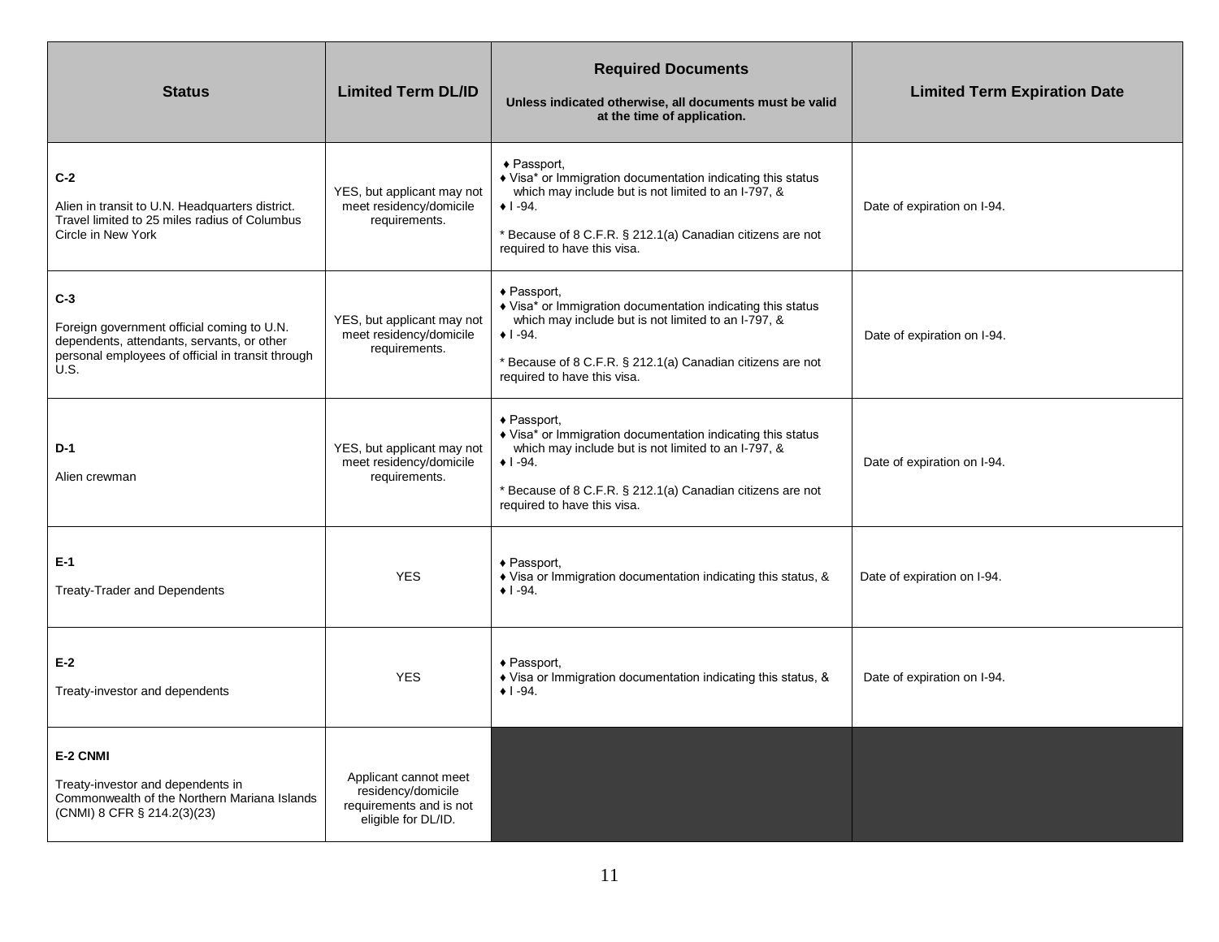| Status | Limited Term DL/ID | Required Documents<br><br>Unless indicated otherwise, all documents must be valid at the time of application. | Limited Term Expiration Date |
|---|---|---|---|
| **C-2**<br><br>Alien in transit to U.N. Headquarters district. Travel limited to 25 miles radius of Columbus Circle in New York | YES, but applicant may not meet residency/domicile requirements. | ♦ Passport,<br>♦ Visa* or Immigration documentation indicating this status which may include but is not limited to an I-797, &<br>♦ I -94.<br><br>* Because of 8 C.F.R. § 212.1(a) Canadian citizens are not required to have this visa. | Date of expiration on I-94. |
| **C-3**<br><br>Foreign government official coming to U.N. dependents, attendants, servants, or other personal employees of official in transit through U.S. | YES, but applicant may not meet residency/domicile requirements. | ♦ Passport,<br>♦ Visa* or Immigration documentation indicating this status which may include but is not limited to an I-797, &<br>♦ I -94.<br><br>* Because of 8 C.F.R. § 212.1(a) Canadian citizens are not required to have this visa. | Date of expiration on I-94. |
| **D-1**<br><br>Alien crewman | YES, but applicant may not meet residency/domicile requirements. | ♦ Passport,<br>♦ Visa* or Immigration documentation indicating this status which may include but is not limited to an I-797, &<br>♦ I -94.<br><br>* Because of 8 C.F.R. § 212.1(a) Canadian citizens are not required to have this visa. | Date of expiration on I-94. |
| **E-1**<br><br>Treaty-Trader and Dependents | YES | ♦ Passport,<br>♦ Visa or Immigration documentation indicating this status, &<br>♦ I -94. | Date of expiration on I-94. |
| **E-2**<br><br>Treaty-investor and dependents | YES | ♦ Passport,<br>♦ Visa or Immigration documentation indicating this status, &<br>♦ I -94. | Date of expiration on I-94. |
| **E-2 CNMI**<br><br>Treaty-investor and dependents in Commonwealth of the Northern Mariana Islands (CNMI) 8 CFR § 214.2(3)(23) | Applicant cannot meet residency/domicile requirements and is not eligible for DL/ID. | | |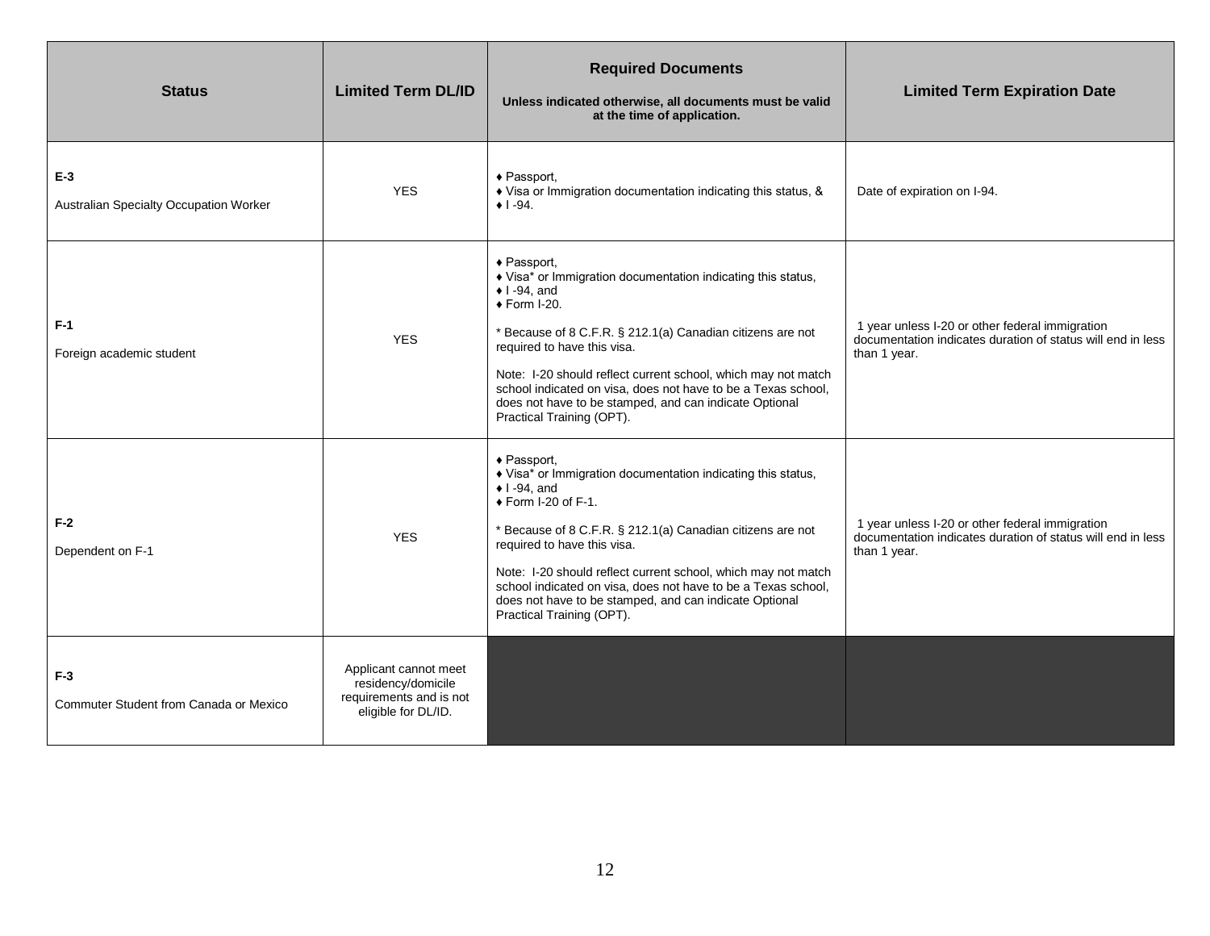| Status | Limited Term DL/ID | Required Documents<br><br>Unless indicated otherwise, all documents must be valid at the time of application. | Limited Term Expiration Date |
|---|---|---|---|
| **E-3**<br><br>Australian Specialty Occupation Worker | YES | ♦ Passport,<br>♦ Visa or Immigration documentation indicating this status, &<br>♦ I -94. | Date of expiration on I-94. |
| **F-1**<br><br>Foreign academic student | YES | ♦ Passport,<br>♦ Visa* or Immigration documentation indicating this status,<br>♦ I -94, and<br>♦ Form I-20.<br><br>* Because of 8 C.F.R. § 212.1(a) Canadian citizens are not required to have this visa.<br><br>Note: I-20 should reflect current school, which may not match school indicated on visa, does not have to be a Texas school, does not have to be stamped, and can indicate Optional Practical Training (OPT). | 1 year unless I-20 or other federal immigration documentation indicates duration of status will end in less than 1 year. |
| **F-2**<br><br>Dependent on F-1 | YES | ♦ Passport,<br>♦ Visa* or Immigration documentation indicating this status,<br>♦ I -94, and<br>♦ Form I-20 of F-1.<br><br>* Because of 8 C.F.R. § 212.1(a) Canadian citizens are not required to have this visa.<br><br>Note: I-20 should reflect current school, which may not match school indicated on visa, does not have to be a Texas school, does not have to be stamped, and can indicate Optional Practical Training (OPT). | 1 year unless I-20 or other federal immigration documentation indicates duration of status will end in less than 1 year. |
| **F-3**<br><br>Commuter Student from Canada or Mexico | Applicant cannot meet residency/domicile requirements and is not eligible for DL/ID. | | |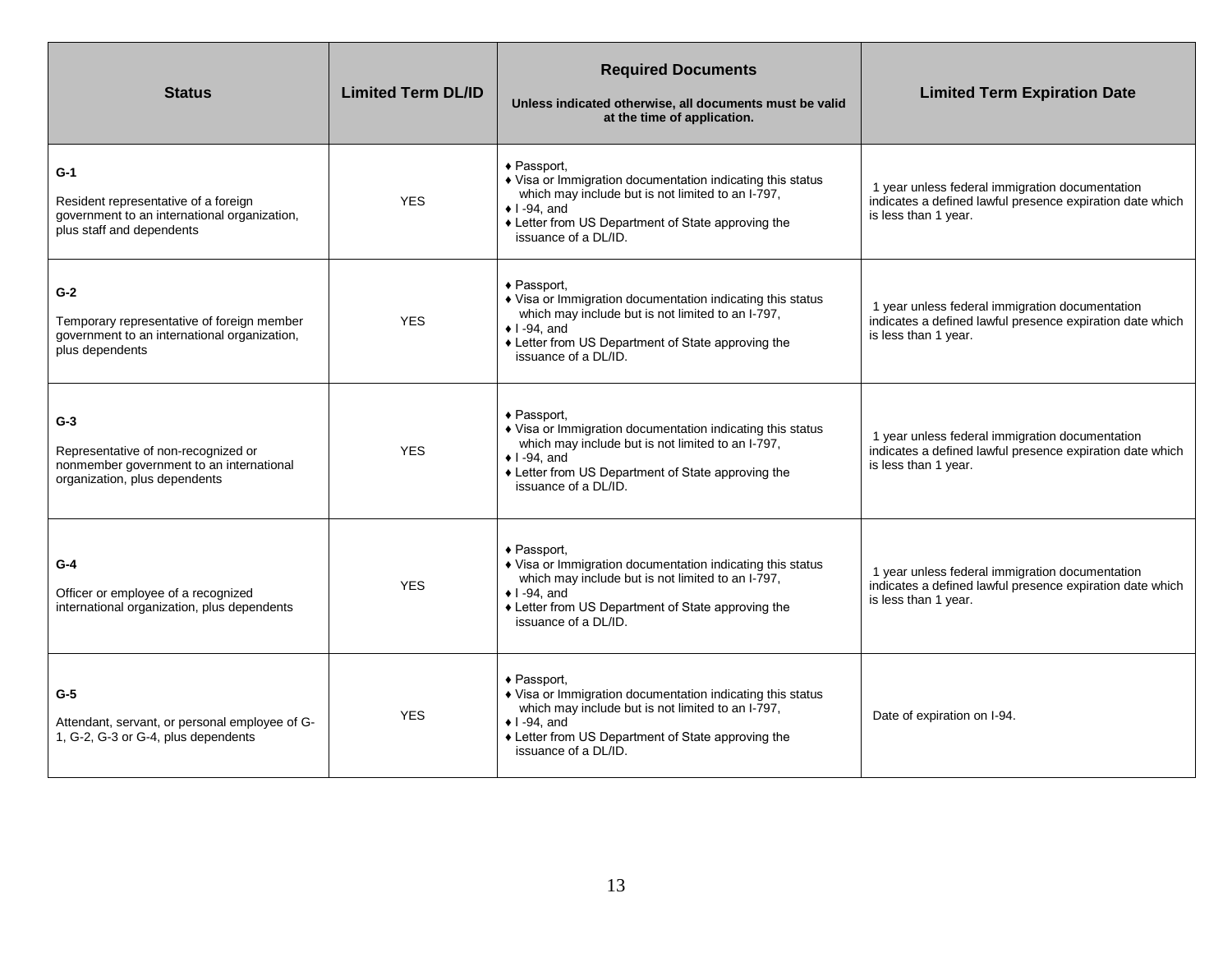| Status | Limited Term DL/ID | Required Documents<br><br>Unless indicated otherwise, all documents must be valid at the time of application. | Limited Term Expiration Date |
|---|---|---|---|
| **G-1**<br><br>Resident representative of a foreign government to an international organization, plus staff and dependents | YES | ♦ Passport,<br>♦ Visa or Immigration documentation indicating this status which may include but is not limited to an I-797,<br>♦ I -94, and<br>♦ Letter from US Department of State approving the issuance of a DL/ID. | 1 year unless federal immigration documentation indicates a defined lawful presence expiration date which is less than 1 year. |
| **G-2**<br><br>Temporary representative of foreign member government to an international organization, plus dependents | YES | ♦ Passport,<br>♦ Visa or Immigration documentation indicating this status which may include but is not limited to an I-797,<br>♦ I -94, and<br>♦ Letter from US Department of State approving the issuance of a DL/ID. | 1 year unless federal immigration documentation indicates a defined lawful presence expiration date which is less than 1 year. |
| **G-3**<br><br>Representative of non-recognized or nonmember government to an international organization, plus dependents | YES | ♦ Passport,<br>♦ Visa or Immigration documentation indicating this status which may include but is not limited to an I-797,<br>♦ I -94, and<br>♦ Letter from US Department of State approving the issuance of a DL/ID. | 1 year unless federal immigration documentation indicates a defined lawful presence expiration date which is less than 1 year. |
| **G-4**<br><br>Officer or employee of a recognized international organization, plus dependents | YES | ♦ Passport,<br>♦ Visa or Immigration documentation indicating this status which may include but is not limited to an I-797,<br>♦ I -94, and<br>♦ Letter from US Department of State approving the issuance of a DL/ID. | 1 year unless federal immigration documentation indicates a defined lawful presence expiration date which is less than 1 year. |
| **G-5**<br><br>Attendant, servant, or personal employee of G-1, G-2, G-3 or G-4, plus dependents | YES | ♦ Passport,<br>♦ Visa or Immigration documentation indicating this status which may include but is not limited to an I-797,<br>♦ I -94, and<br>♦ Letter from US Department of State approving the issuance of a DL/ID. | Date of expiration on I-94. |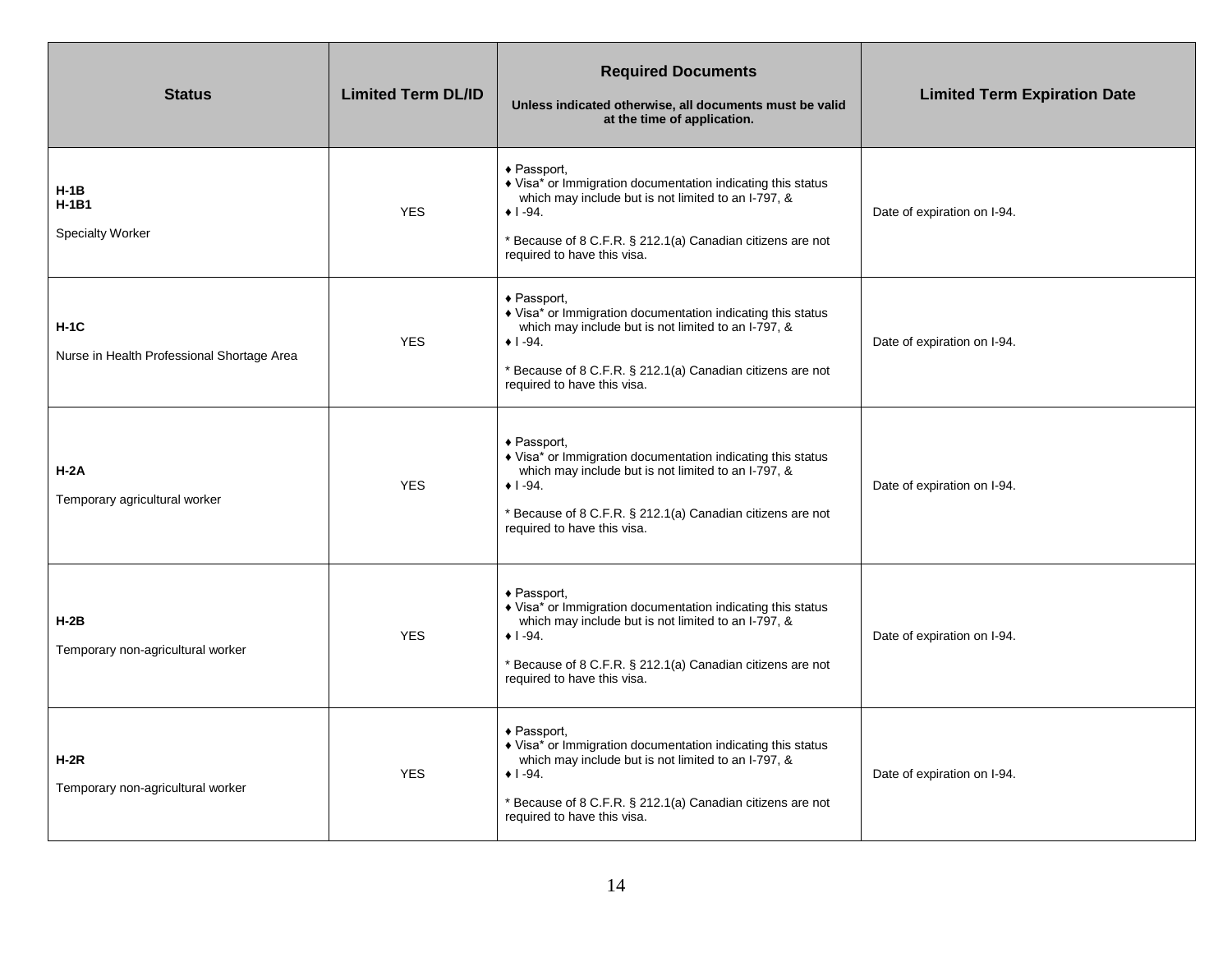| Status | Limited Term DL/ID | Required Documents<br><br>Unless indicated otherwise, all documents must be valid at the time of application. | Limited Term Expiration Date |
|---|---|---|---|
| **H-1B**<br>**H-1B1**<br><br>Specialty Worker | YES | ♦ Passport,<br>♦ Visa* or Immigration documentation indicating this status which may include but is not limited to an I-797, &<br>♦ I -94.<br><br>* Because of 8 C.F.R. § 212.1(a) Canadian citizens are not required to have this visa. | Date of expiration on I-94. |
| **H-1C**<br><br>Nurse in Health Professional Shortage Area | YES | ♦ Passport,<br>♦ Visa* or Immigration documentation indicating this status which may include but is not limited to an I-797, &<br>♦ I -94.<br><br>* Because of 8 C.F.R. § 212.1(a) Canadian citizens are not required to have this visa. | Date of expiration on I-94. |
| **H-2A**<br><br>Temporary agricultural worker | YES | ♦ Passport,<br>♦ Visa* or Immigration documentation indicating this status which may include but is not limited to an I-797, &<br>♦ I -94.<br><br>* Because of 8 C.F.R. § 212.1(a) Canadian citizens are not required to have this visa. | Date of expiration on I-94. |
| **H-2B**<br><br>Temporary non-agricultural worker | YES | ♦ Passport,<br>♦ Visa* or Immigration documentation indicating this status which may include but is not limited to an I-797, &<br>♦ I -94.<br><br>* Because of 8 C.F.R. § 212.1(a) Canadian citizens are not required to have this visa. | Date of expiration on I-94. |
| **H-2R**<br><br>Temporary non-agricultural worker | YES | ♦ Passport,<br>♦ Visa* or Immigration documentation indicating this status which may include but is not limited to an I-797, &<br>♦ I -94.<br><br>* Because of 8 C.F.R. § 212.1(a) Canadian citizens are not required to have this visa. | Date of expiration on I-94. |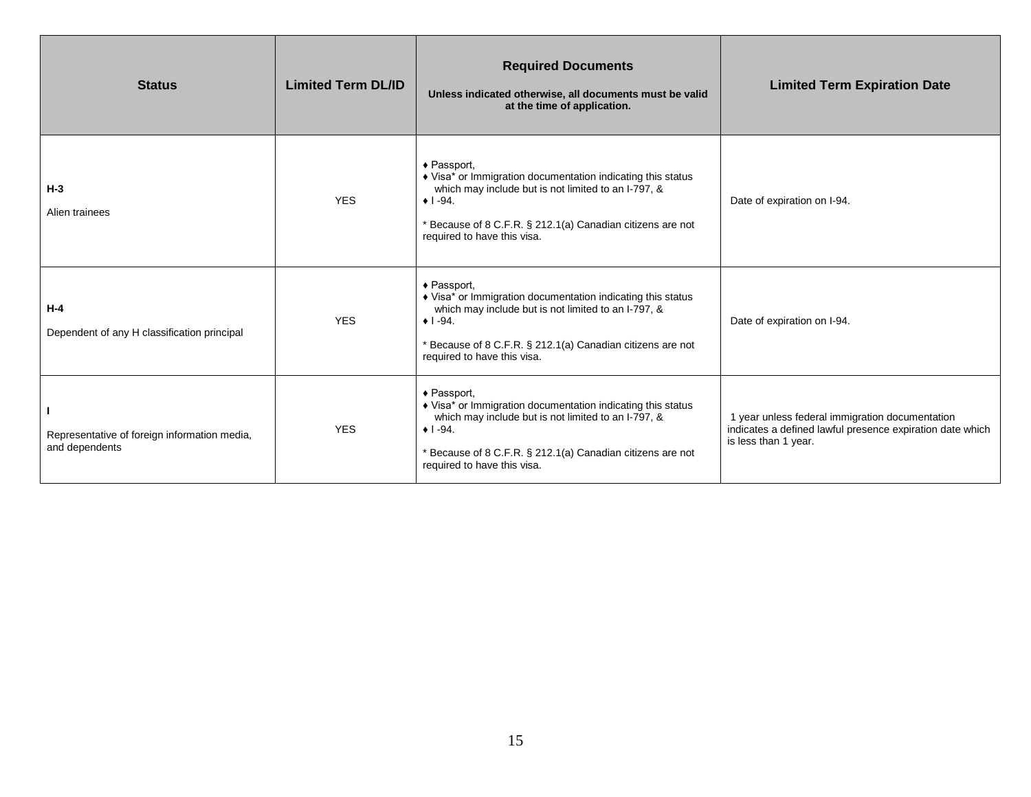| Status | Limited Term DL/ID | Required Documents<br><br>Unless indicated otherwise, all documents must be valid at the time of application. | Limited Term Expiration Date |
| --- | --- | --- | --- |
| **H-3**<br><br>Alien trainees | YES | ♦ Passport,<br>♦ Visa* or Immigration documentation indicating this status which may include but is not limited to an I-797, &<br>♦ I -94.<br><br>* Because of 8 C.F.R. § 212.1(a) Canadian citizens are not required to have this visa. | Date of expiration on I-94. |
| **H-4**<br><br>Dependent of any H classification principal | YES | ♦ Passport,<br>♦ Visa* or Immigration documentation indicating this status which may include but is not limited to an I-797, &<br>♦ I -94.<br><br>* Because of 8 C.F.R. § 212.1(a) Canadian citizens are not required to have this visa. | Date of expiration on I-94. |
| **I**<br><br>Representative of foreign information media, and dependents | YES | ♦ Passport,<br>♦ Visa* or Immigration documentation indicating this status which may include but is not limited to an I-797, &<br>♦ I -94.<br><br>* Because of 8 C.F.R. § 212.1(a) Canadian citizens are not required to have this visa. | 1 year unless federal immigration documentation indicates a defined lawful presence expiration date which is less than 1 year. |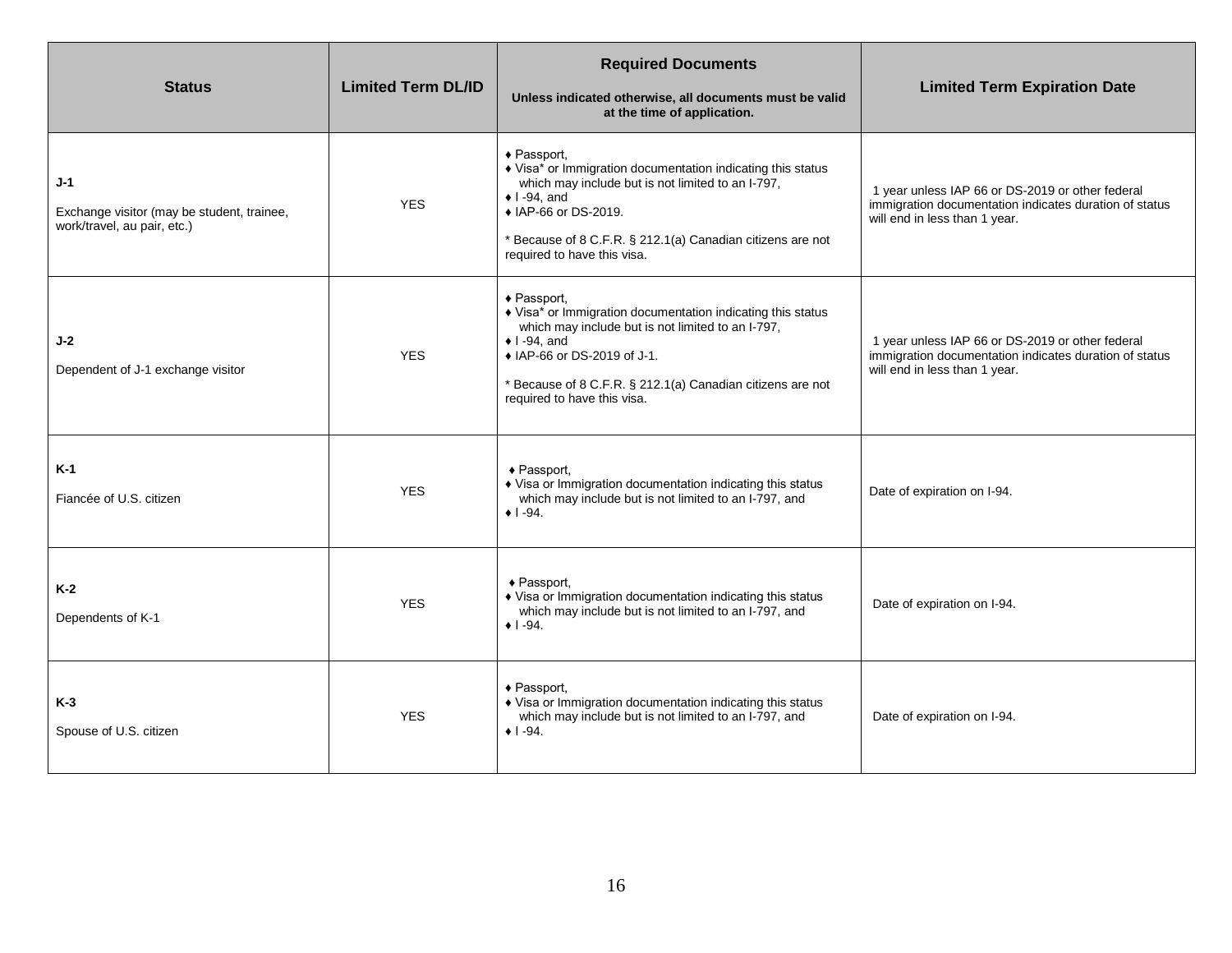| Status | Limited Term DL/ID | Required Documents<br><br>Unless indicated otherwise, all documents must be valid at the time of application. | Limited Term Expiration Date |
|---|---|---|---|
| **J-1**<br><br>Exchange visitor (may be student, trainee, work/travel, au pair, etc.) | YES | ♦ Passport,<br>♦ Visa* or Immigration documentation indicating this status which may include but is not limited to an I-797,<br>♦ I -94, and<br>♦ IAP-66 or DS-2019.<br><br>* Because of 8 C.F.R. § 212.1(a) Canadian citizens are not required to have this visa. | 1 year unless IAP 66 or DS-2019 or other federal immigration documentation indicates duration of status will end in less than 1 year. |
| **J-2**<br><br>Dependent of J-1 exchange visitor | YES | ♦ Passport,<br>♦ Visa* or Immigration documentation indicating this status which may include but is not limited to an I-797,<br>♦ I -94, and<br>♦ IAP-66 or DS-2019 of J-1.<br><br>* Because of 8 C.F.R. § 212.1(a) Canadian citizens are not required to have this visa. | 1 year unless IAP 66 or DS-2019 or other federal immigration documentation indicates duration of status will end in less than 1 year. |
| **K-1**<br><br>Fiancée of U.S. citizen | YES | ♦ Passport,<br>♦ Visa or Immigration documentation indicating this status which may include but is not limited to an I-797, and<br>♦ I -94. | Date of expiration on I-94. |
| **K-2**<br><br>Dependents of K-1 | YES | ♦ Passport,<br>♦ Visa or Immigration documentation indicating this status which may include but is not limited to an I-797, and<br>♦ I -94. | Date of expiration on I-94. |
| **K-3**<br><br>Spouse of U.S. citizen | YES | ♦ Passport,<br>♦ Visa or Immigration documentation indicating this status which may include but is not limited to an I-797, and<br>♦ I -94. | Date of expiration on I-94. |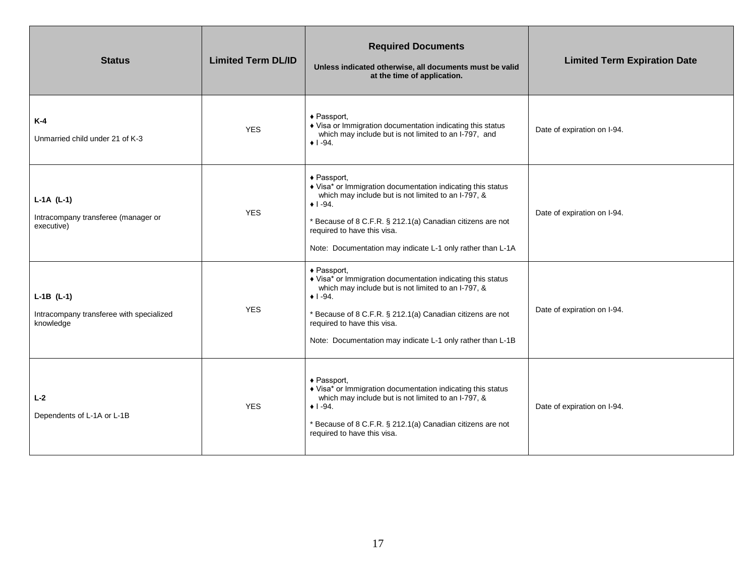| Status | Limited Term DL/ID | Required Documents<br><br>Unless indicated otherwise, all documents must be valid at the time of application. | Limited Term Expiration Date |
|---|---|---|---|
| **K-4**<br><br>Unmarried child under 21 of K-3 | YES | ♦ Passport,<br>♦ Visa or Immigration documentation indicating this status which may include but is not limited to an I-797, and<br>♦ I -94. | Date of expiration on I-94. |
| **L-1A (L-1)**<br><br>Intracompany transferee (manager or executive) | YES | ♦ Passport,<br>♦ Visa* or Immigration documentation indicating this status which may include but is not limited to an I-797, &<br>♦ I -94.<br><br>* Because of 8 C.F.R. § 212.1(a) Canadian citizens are not required to have this visa.<br><br>Note: Documentation may indicate L-1 only rather than L-1A | Date of expiration on I-94. |
| **L-1B (L-1)**<br><br>Intracompany transferee with specialized knowledge | YES | ♦ Passport,<br>♦ Visa* or Immigration documentation indicating this status which may include but is not limited to an I-797, &<br>♦ I -94.<br><br>* Because of 8 C.F.R. § 212.1(a) Canadian citizens are not required to have this visa.<br><br>Note: Documentation may indicate L-1 only rather than L-1B | Date of expiration on I-94. |
| **L-2**<br><br>Dependents of L-1A or L-1B | YES | ♦ Passport,<br>♦ Visa* or Immigration documentation indicating this status which may include but is not limited to an I-797, &<br>♦ I -94.<br><br>* Because of 8 C.F.R. § 212.1(a) Canadian citizens are not required to have this visa. | Date of expiration on I-94. |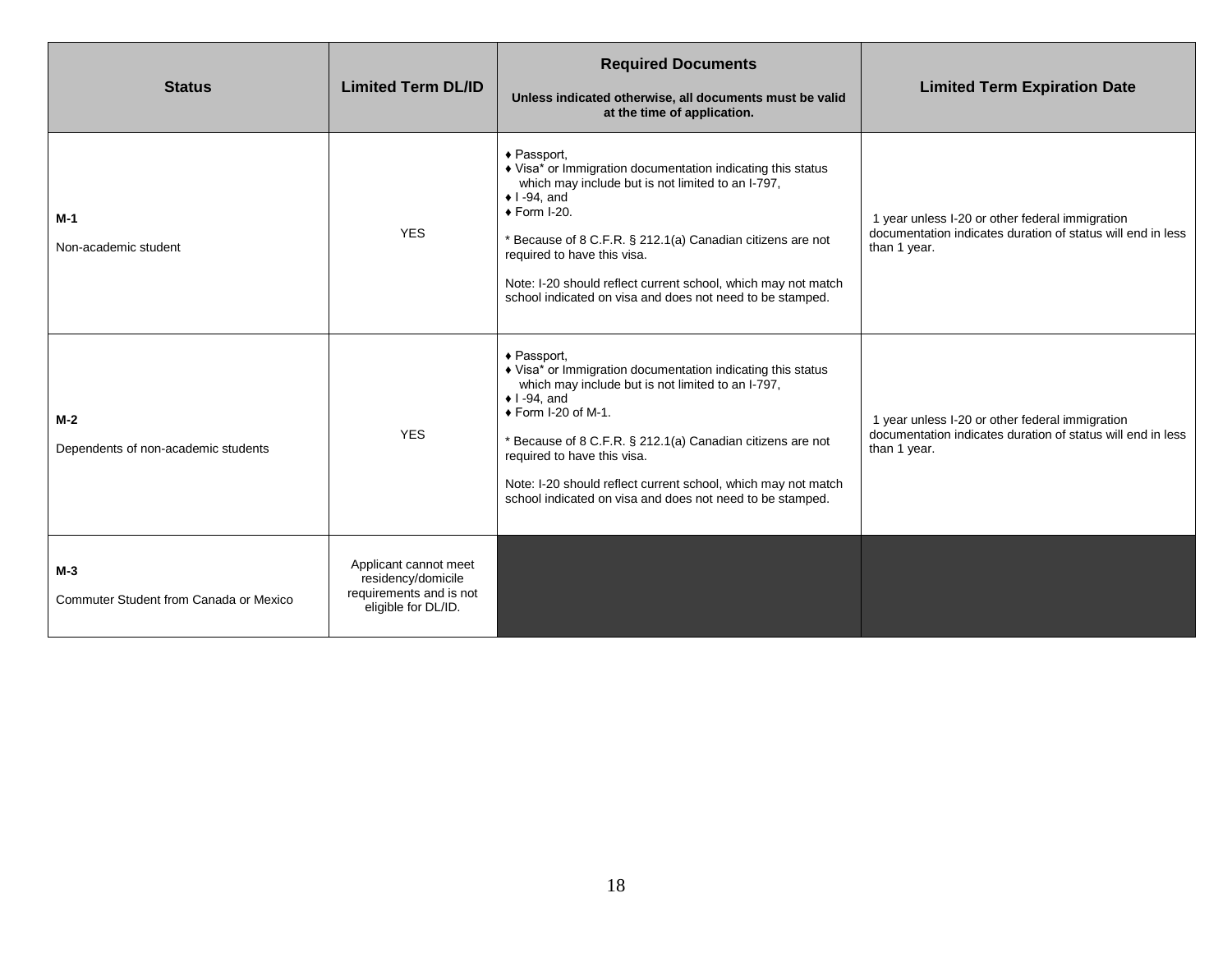| Status | Limited Term DL/ID | Required Documents<br><br>Unless indicated otherwise, all documents must be valid at the time of application. | Limited Term Expiration Date |
|---|---|---|---|
| **M-1**<br><br>Non-academic student | YES | ♦ Passport,<br>♦ Visa* or Immigration documentation indicating this status which may include but is not limited to an I-797,<br>♦ I -94, and<br>♦ Form I-20.<br><br>* Because of 8 C.F.R. § 212.1(a) Canadian citizens are not required to have this visa.<br><br>Note: I-20 should reflect current school, which may not match school indicated on visa and does not need to be stamped. | 1 year unless I-20 or other federal immigration documentation indicates duration of status will end in less than 1 year. |
| **M-2**<br><br>Dependents of non-academic students | YES | ♦ Passport,<br>♦ Visa* or Immigration documentation indicating this status which may include but is not limited to an I-797,<br>♦ I -94, and<br>♦ Form I-20 of M-1.<br><br>* Because of 8 C.F.R. § 212.1(a) Canadian citizens are not required to have this visa.<br><br>Note: I-20 should reflect current school, which may not match school indicated on visa and does not need to be stamped. | 1 year unless I-20 or other federal immigration documentation indicates duration of status will end in less than 1 year. |
| **M-3**<br><br>Commuter Student from Canada or Mexico | Applicant cannot meet residency/domicile requirements and is not eligible for DL/ID. | | |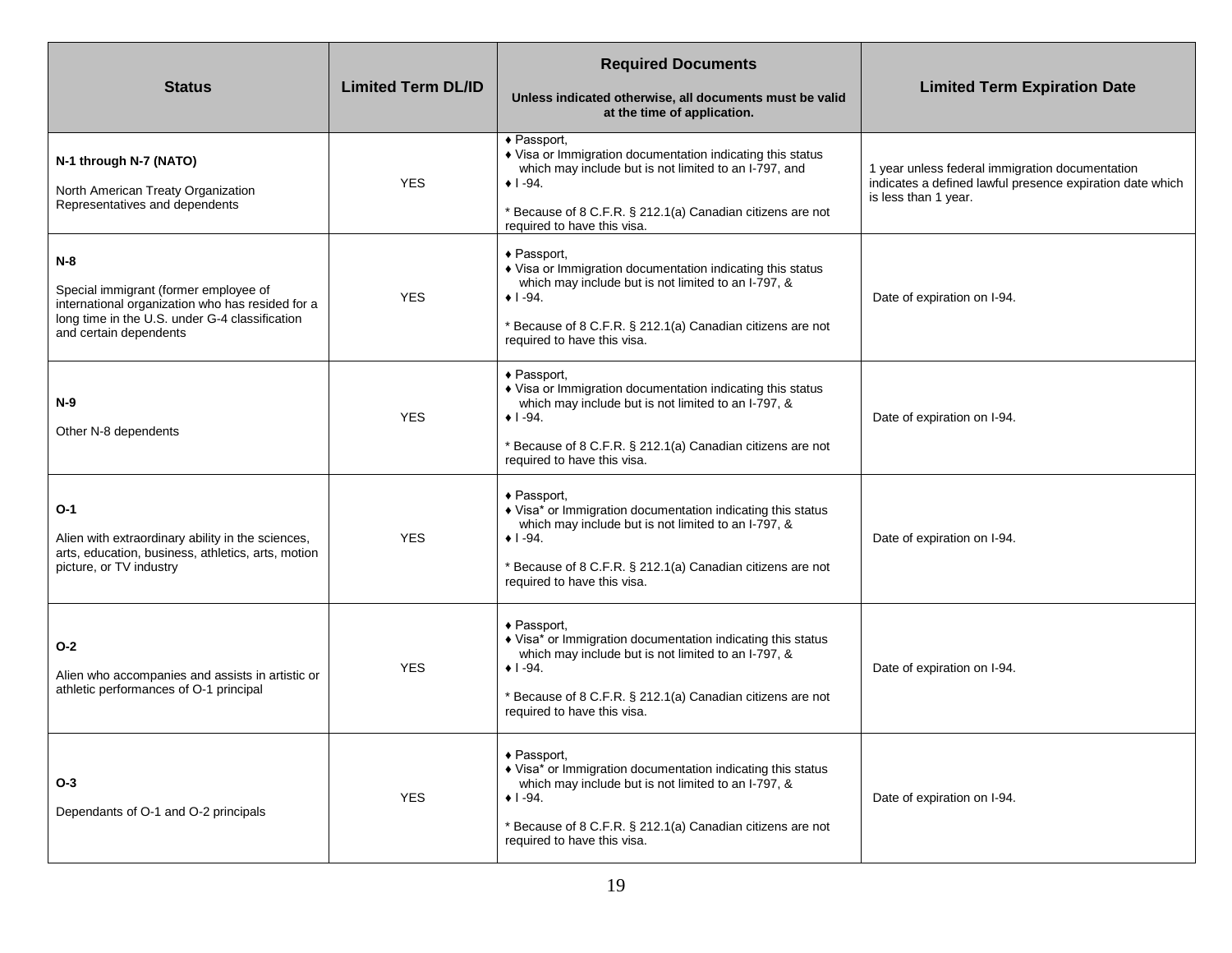| Status | Limited Term DL/ID | Required Documents<br><br>Unless indicated otherwise, all documents must be valid at the time of application. | Limited Term Expiration Date |
|---|---|---|---|
| **N-1 through N-7 (NATO)**<br><br>North American Treaty Organization Representatives and dependents | YES | ♦ Passport,<br>♦ Visa or Immigration documentation indicating this status which may include but is not limited to an I-797, and<br>♦ I -94.<br><br>* Because of 8 C.F.R. § 212.1(a) Canadian citizens are not required to have this visa. | 1 year unless federal immigration documentation indicates a defined lawful presence expiration date which is less than 1 year. |
| **N-8**<br><br>Special immigrant (former employee of international organization who has resided for a long time in the U.S. under G-4 classification and certain dependents | YES | ♦ Passport,<br>♦ Visa or Immigration documentation indicating this status which may include but is not limited to an I-797, &<br>♦ I -94.<br><br>* Because of 8 C.F.R. § 212.1(a) Canadian citizens are not required to have this visa. | Date of expiration on I-94. |
| **N-9**<br><br>Other N-8 dependents | YES | ♦ Passport,<br>♦ Visa or Immigration documentation indicating this status which may include but is not limited to an I-797, &<br>♦ I -94.<br><br>* Because of 8 C.F.R. § 212.1(a) Canadian citizens are not required to have this visa. | Date of expiration on I-94. |
| **O-1**<br><br>Alien with extraordinary ability in the sciences, arts, education, business, athletics, arts, motion picture, or TV industry | YES | ♦ Passport,<br>♦ Visa* or Immigration documentation indicating this status which may include but is not limited to an I-797, &<br>♦ I -94.<br><br>* Because of 8 C.F.R. § 212.1(a) Canadian citizens are not required to have this visa. | Date of expiration on I-94. |
| **O-2**<br><br>Alien who accompanies and assists in artistic or athletic performances of O-1 principal | YES | ♦ Passport,<br>♦ Visa* or Immigration documentation indicating this status which may include but is not limited to an I-797, &<br>♦ I -94.<br><br>* Because of 8 C.F.R. § 212.1(a) Canadian citizens are not required to have this visa. | Date of expiration on I-94. |
| **O-3**<br><br>Dependants of O-1 and O-2 principals | YES | ♦ Passport,<br>♦ Visa* or Immigration documentation indicating this status which may include but is not limited to an I-797, &<br>♦ I -94.<br><br>* Because of 8 C.F.R. § 212.1(a) Canadian citizens are not required to have this visa. | Date of expiration on I-94. |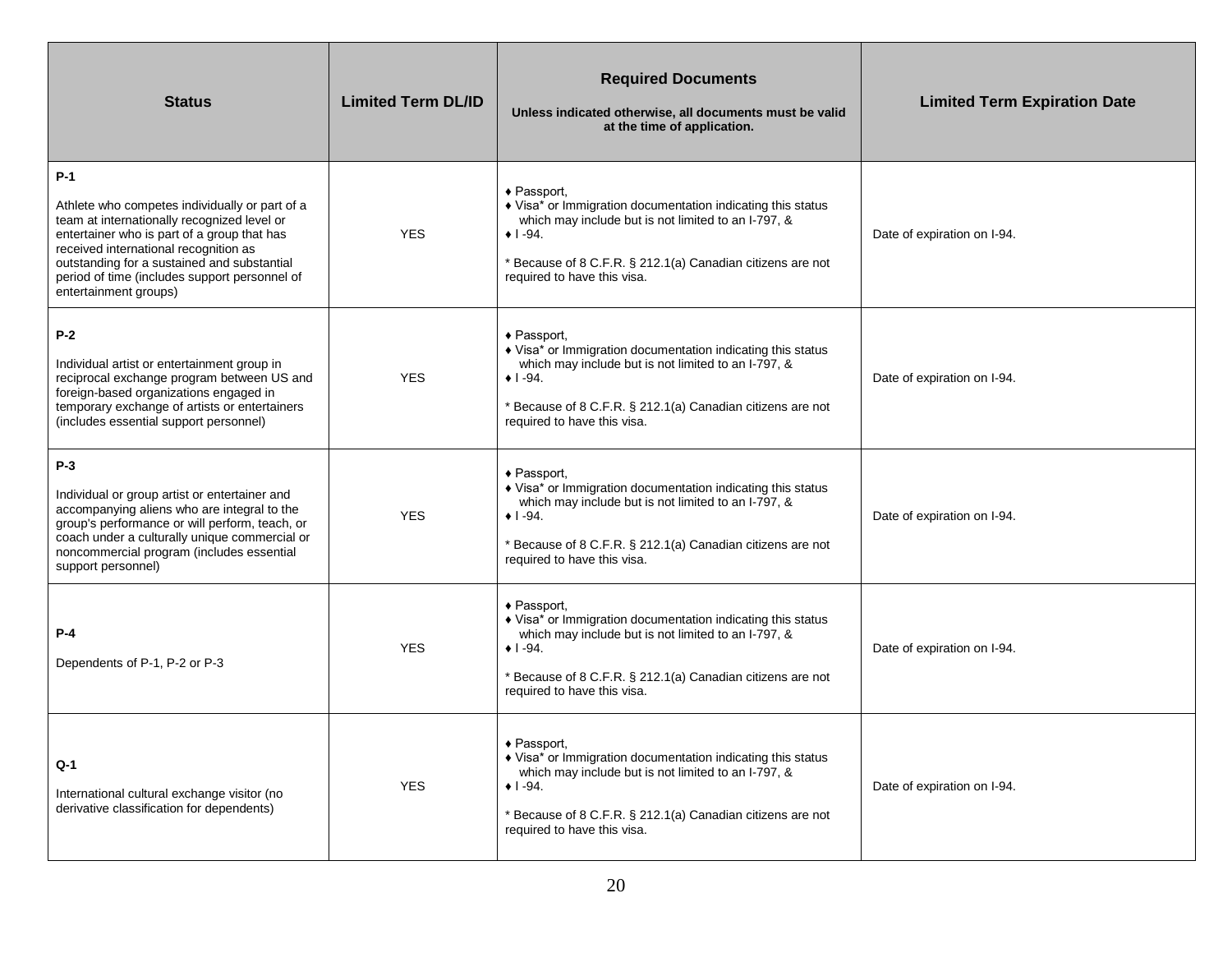| Status | Limited Term DL/ID | Required Documents<br><br>Unless indicated otherwise, all documents must be valid at the time of application. | Limited Term Expiration Date |
|---|---|---|---|
| **P-1**<br><br>Athlete who competes individually or part of a team at internationally recognized level or entertainer who is part of a group that has received international recognition as outstanding for a sustained and substantial period of time (includes support personnel of entertainment groups) | YES | ♦ Passport,<br>♦ Visa* or Immigration documentation indicating this status which may include but is not limited to an I-797, &<br>♦ I -94.<br><br>* Because of 8 C.F.R. § 212.1(a) Canadian citizens are not required to have this visa. | Date of expiration on I-94. |
| **P-2**<br><br>Individual artist or entertainment group in reciprocal exchange program between US and foreign-based organizations engaged in temporary exchange of artists or entertainers (includes essential support personnel) | YES | ♦ Passport,<br>♦ Visa* or Immigration documentation indicating this status which may include but is not limited to an I-797, &<br>♦ I -94.<br><br>* Because of 8 C.F.R. § 212.1(a) Canadian citizens are not required to have this visa. | Date of expiration on I-94. |
| **P-3**<br><br>Individual or group artist or entertainer and accompanying aliens who are integral to the group's performance or will perform, teach, or coach under a culturally unique commercial or noncommercial program (includes essential support personnel) | YES | ♦ Passport,<br>♦ Visa* or Immigration documentation indicating this status which may include but is not limited to an I-797, &<br>♦ I -94.<br><br>* Because of 8 C.F.R. § 212.1(a) Canadian citizens are not required to have this visa. | Date of expiration on I-94. |
| **P-4**<br><br>Dependents of P-1, P-2 or P-3 | YES | ♦ Passport,<br>♦ Visa* or Immigration documentation indicating this status which may include but is not limited to an I-797, &<br>♦ I -94.<br><br>* Because of 8 C.F.R. § 212.1(a) Canadian citizens are not required to have this visa. | Date of expiration on I-94. |
| **Q-1**<br><br>International cultural exchange visitor (no derivative classification for dependents) | YES | ♦ Passport,<br>♦ Visa* or Immigration documentation indicating this status which may include but is not limited to an I-797, &<br>♦ I -94.<br><br>* Because of 8 C.F.R. § 212.1(a) Canadian citizens are not required to have this visa. | Date of expiration on I-94. |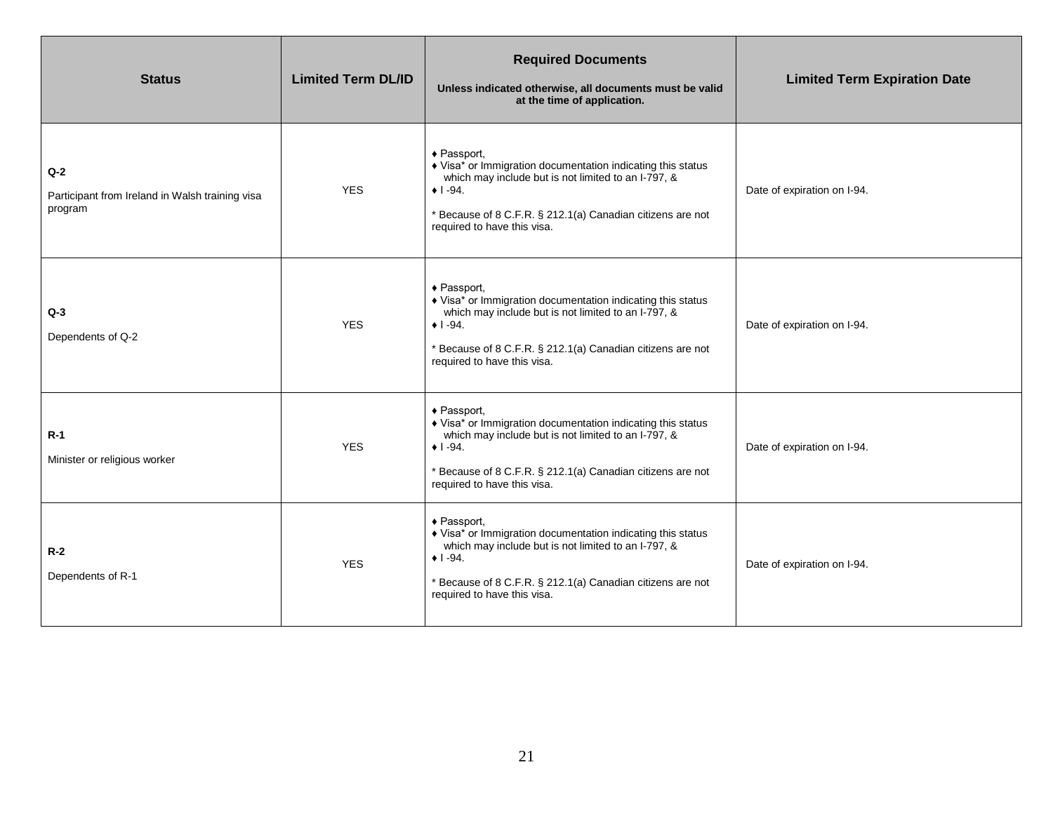| Status | Limited Term DL/ID | Required Documents<br><br>Unless indicated otherwise, all documents must be valid at the time of application. | Limited Term Expiration Date |
|---|---|---|---|
| **Q-2**<br><br>Participant from Ireland in Walsh training visa program | YES | ♦ Passport,<br>♦ Visa* or Immigration documentation indicating this status which may include but is not limited to an I-797, &<br>♦ I -94.<br><br>* Because of 8 C.F.R. § 212.1(a) Canadian citizens are not required to have this visa. | Date of expiration on I-94. |
| **Q-3**<br><br>Dependents of Q-2 | YES | ♦ Passport,<br>♦ Visa* or Immigration documentation indicating this status which may include but is not limited to an I-797, &<br>♦ I -94.<br><br>* Because of 8 C.F.R. § 212.1(a) Canadian citizens are not required to have this visa. | Date of expiration on I-94. |
| **R-1**<br><br>Minister or religious worker | YES | ♦ Passport,<br>♦ Visa* or Immigration documentation indicating this status which may include but is not limited to an I-797, &<br>♦ I -94.<br><br>* Because of 8 C.F.R. § 212.1(a) Canadian citizens are not required to have this visa. | Date of expiration on I-94. |
| **R-2**<br><br>Dependents of R-1 | YES | ♦ Passport,<br>♦ Visa* or Immigration documentation indicating this status which may include but is not limited to an I-797, &<br>♦ I -94.<br><br>* Because of 8 C.F.R. § 212.1(a) Canadian citizens are not required to have this visa. | Date of expiration on I-94. |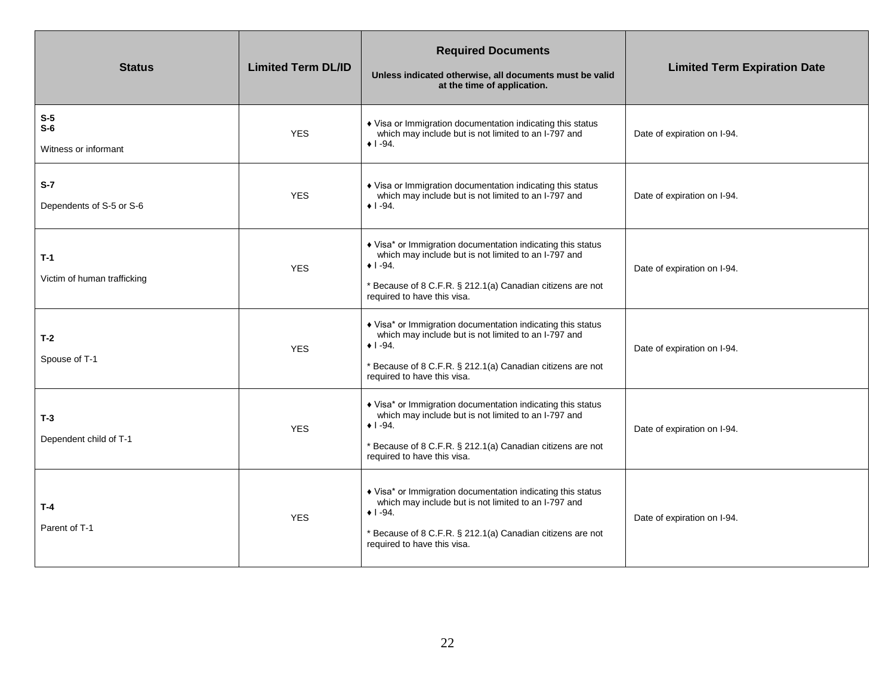| Status | Limited Term DL/ID | Required Documents<br><br>Unless indicated otherwise, all documents must be valid at the time of application. | Limited Term Expiration Date |
|---|---|---|---|
| **S-5**<br>**S-6**<br><br>Witness or informant | YES | ♦ Visa or Immigration documentation indicating this status which may include but is not limited to an I-797 and<br>♦ I -94. | Date of expiration on I-94. |
| **S-7**<br><br>Dependents of S-5 or S-6 | YES | ♦ Visa or Immigration documentation indicating this status which may include but is not limited to an I-797 and<br>♦ I -94. | Date of expiration on I-94. |
| **T-1**<br><br>Victim of human trafficking | YES | ♦ Visa* or Immigration documentation indicating this status which may include but is not limited to an I-797 and<br>♦ I -94.<br><br>* Because of 8 C.F.R. § 212.1(a) Canadian citizens are not required to have this visa. | Date of expiration on I-94. |
| **T-2**<br><br>Spouse of T-1 | YES | ♦ Visa* or Immigration documentation indicating this status which may include but is not limited to an I-797 and<br>♦ I -94.<br><br>* Because of 8 C.F.R. § 212.1(a) Canadian citizens are not required to have this visa. | Date of expiration on I-94. |
| **T-3**<br><br>Dependent child of T-1 | YES | ♦ Visa* or Immigration documentation indicating this status which may include but is not limited to an I-797 and<br>♦ I -94.<br><br>* Because of 8 C.F.R. § 212.1(a) Canadian citizens are not required to have this visa. | Date of expiration on I-94. |
| **T-4**<br><br>Parent of T-1 | YES | ♦ Visa* or Immigration documentation indicating this status which may include but is not limited to an I-797 and<br>♦ I -94.<br><br>* Because of 8 C.F.R. § 212.1(a) Canadian citizens are not required to have this visa. | Date of expiration on I-94. |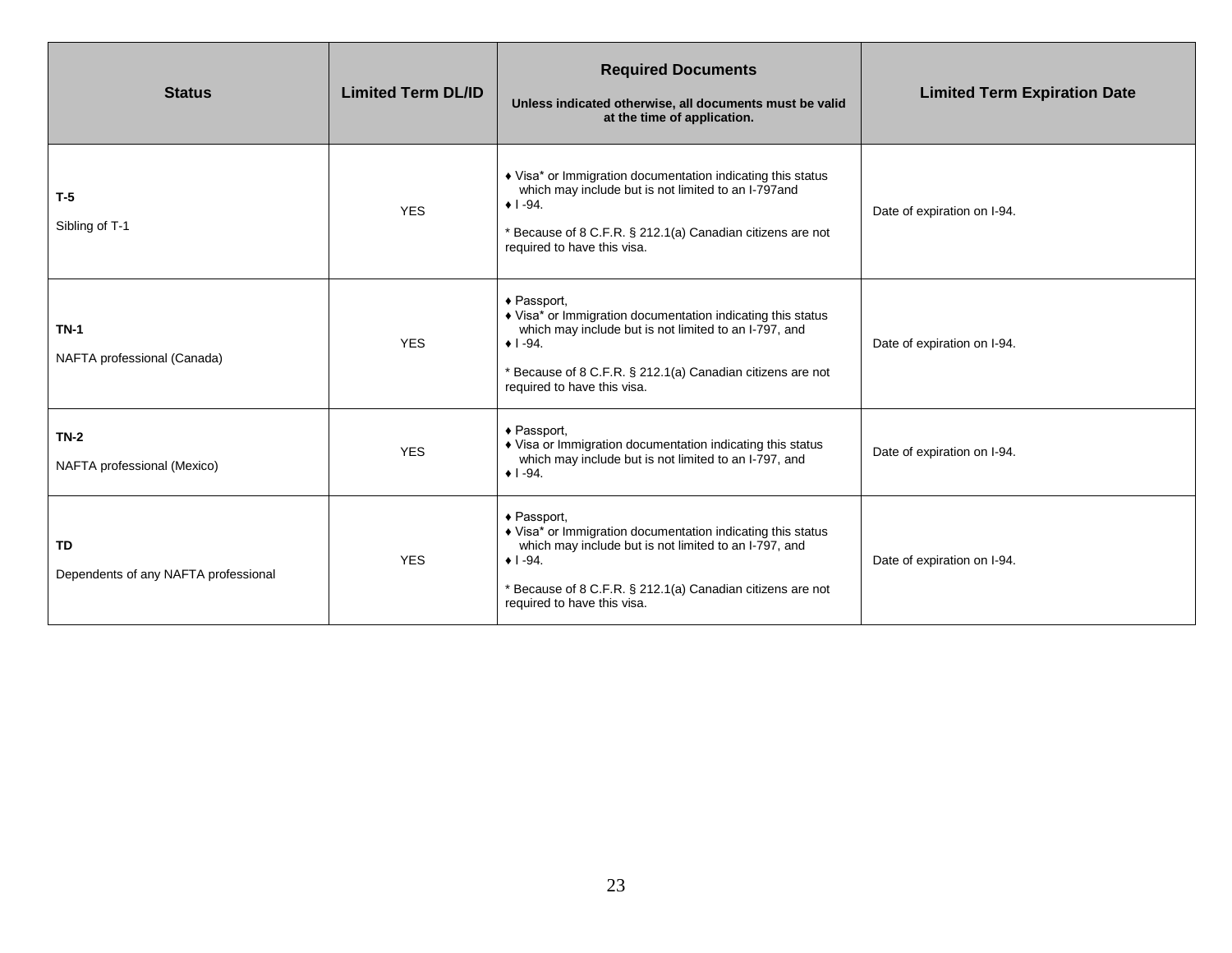| Status | Limited Term DL/ID | Required Documents<br><br>Unless indicated otherwise, all documents must be valid at the time of application. | Limited Term Expiration Date |
|---|---|---|---|
| **T-5**<br><br>Sibling of T-1 | YES | ♦ Visa* or Immigration documentation indicating this status which may include but is not limited to an I-797and<br>♦ I -94.<br><br>* Because of 8 C.F.R. § 212.1(a) Canadian citizens are not required to have this visa. | Date of expiration on I-94. |
| **TN-1**<br><br>NAFTA professional (Canada) | YES | ♦ Passport,<br>♦ Visa* or Immigration documentation indicating this status which may include but is not limited to an I-797, and<br>♦ I -94.<br><br>* Because of 8 C.F.R. § 212.1(a) Canadian citizens are not required to have this visa. | Date of expiration on I-94. |
| **TN-2**<br><br>NAFTA professional (Mexico) | YES | ♦ Passport,<br>♦ Visa or Immigration documentation indicating this status which may include but is not limited to an I-797, and<br>♦ I -94. | Date of expiration on I-94. |
| **TD**<br><br>Dependents of any NAFTA professional | YES | ♦ Passport,<br>♦ Visa* or Immigration documentation indicating this status which may include but is not limited to an I-797, and<br>♦ I -94.<br><br>* Because of 8 C.F.R. § 212.1(a) Canadian citizens are not required to have this visa. | Date of expiration on I-94. |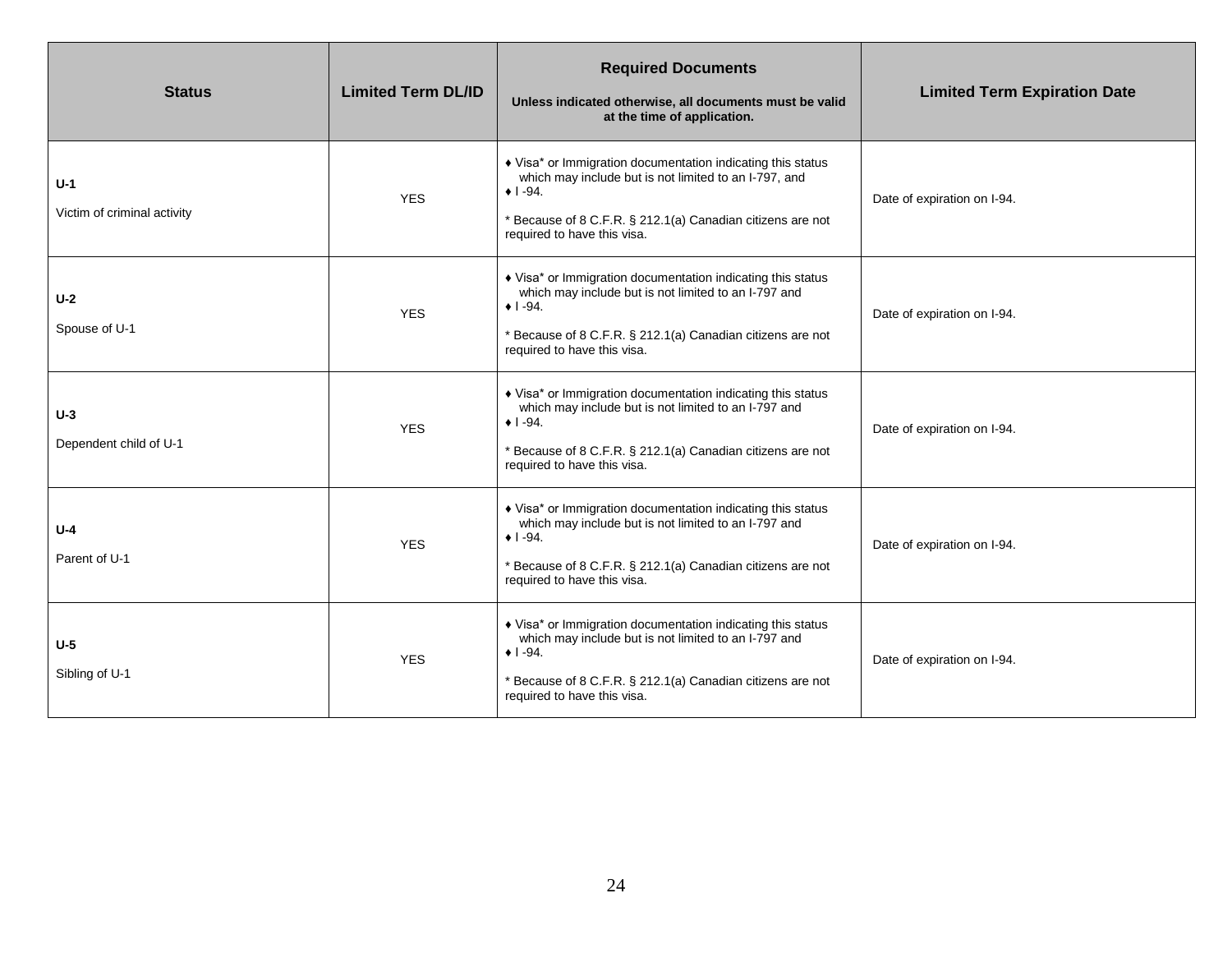| **Status** | **Limited Term DL/ID** | **Required Documents**<br><br>**Unless indicated otherwise, all documents must be valid at the time of application.** | **Limited Term Expiration Date** |
|---|---|---|---|
| **U-1**<br><br>Victim of criminal activity | YES | ♦ Visa* or Immigration documentation indicating this status which may include but is not limited to an I-797, and<br>♦ I -94.<br><br>* Because of 8 C.F.R. § 212.1(a) Canadian citizens are not required to have this visa. | Date of expiration on I-94. |
| **U-2**<br><br>Spouse of U-1 | YES | ♦ Visa* or Immigration documentation indicating this status which may include but is not limited to an I-797 and<br>♦ I -94.<br><br>* Because of 8 C.F.R. § 212.1(a) Canadian citizens are not required to have this visa. | Date of expiration on I-94. |
| **U-3**<br><br>Dependent child of U-1 | YES | ♦ Visa* or Immigration documentation indicating this status which may include but is not limited to an I-797 and<br>♦ I -94.<br><br>* Because of 8 C.F.R. § 212.1(a) Canadian citizens are not required to have this visa. | Date of expiration on I-94. |
| **U-4**<br><br>Parent of U-1 | YES | ♦ Visa* or Immigration documentation indicating this status which may include but is not limited to an I-797 and<br>♦ I -94.<br><br>* Because of 8 C.F.R. § 212.1(a) Canadian citizens are not required to have this visa. | Date of expiration on I-94. |
| **U-5**<br><br>Sibling of U-1 | YES | ♦ Visa* or Immigration documentation indicating this status which may include but is not limited to an I-797 and<br>♦ I -94.<br><br>* Because of 8 C.F.R. § 212.1(a) Canadian citizens are not required to have this visa. | Date of expiration on I-94. |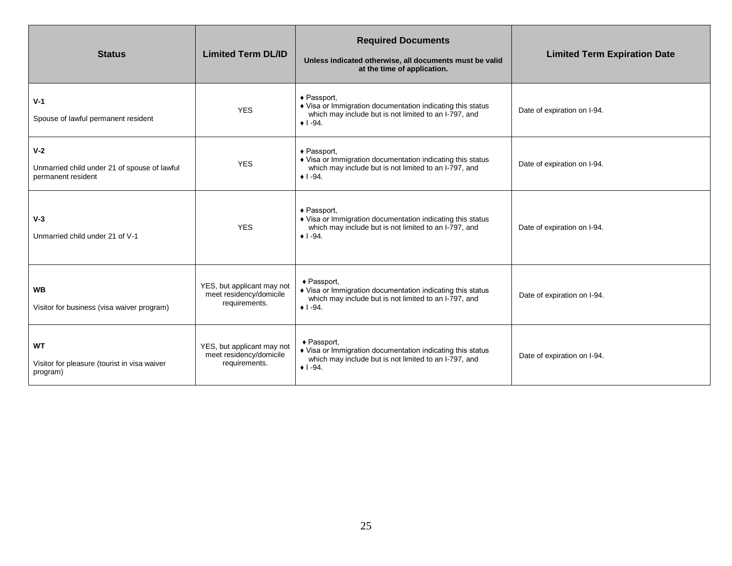| Status | Limited Term DL/ID | Required Documents<br><br>Unless indicated otherwise, all documents must be valid at the time of application. | Limited Term Expiration Date |
| --- | --- | --- | --- |
| **V-1**<br><br>Spouse of lawful permanent resident | YES | ♦ Passport,<br>♦ Visa or Immigration documentation indicating this status which may include but is not limited to an I-797, and<br>♦ I -94. | Date of expiration on I-94. |
| **V-2**<br><br>Unmarried child under 21 of spouse of lawful permanent resident | YES | ♦ Passport,<br>♦ Visa or Immigration documentation indicating this status which may include but is not limited to an I-797, and<br>♦ I -94. | Date of expiration on I-94. |
| **V-3**<br><br>Unmarried child under 21 of V-1 | YES | ♦ Passport,<br>♦ Visa or Immigration documentation indicating this status which may include but is not limited to an I-797, and<br>♦ I -94. | Date of expiration on I-94. |
| **WB**<br><br>Visitor for business (visa waiver program) | YES, but applicant may not meet residency/domicile requirements. | ♦ Passport,<br>♦ Visa or Immigration documentation indicating this status which may include but is not limited to an I-797, and<br>♦ I -94. | Date of expiration on I-94. |
| **WT**<br><br>Visitor for pleasure (tourist in visa waiver program) | YES, but applicant may not meet residency/domicile requirements. | ♦ Passport,<br>♦ Visa or Immigration documentation indicating this status which may include but is not limited to an I-797, and<br>♦ I -94. | Date of expiration on I-94. |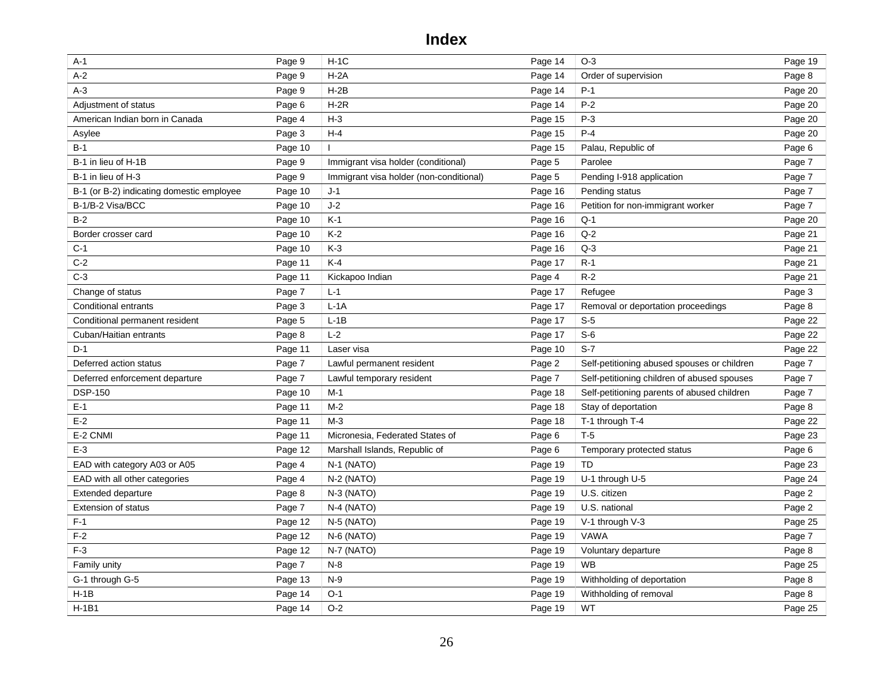# Index

| | | | | | |
|---|---|---|---|---|---|
| A-1 | Page 9 | H-1C | Page 14 | O-3 | Page 19 |
| A-2 | Page 9 | H-2A | Page 14 | Order of supervision | Page 8 |
| A-3 | Page 9 | H-2B | Page 14 | P-1 | Page 20 |
| Adjustment of status | Page 6 | H-2R | Page 14 | P-2 | Page 20 |
| American Indian born in Canada | Page 4 | H-3 | Page 15 | P-3 | Page 20 |
| Asylee | Page 3 | H-4 | Page 15 | P-4 | Page 20 |
| B-1 | Page 10 | I | Page 15 | Palau, Republic of | Page 6 |
| B-1 in lieu of H-1B | Page 9 | Immigrant visa holder (conditional) | Page 5 | Parolee | Page 7 |
| B-1 in lieu of H-3 | Page 9 | Immigrant visa holder (non-conditional) | Page 5 | Pending I-918 application | Page 7 |
| B-1 (or B-2) indicating domestic employee | Page 10 | J-1 | Page 16 | Pending status | Page 7 |
| B-1/B-2 Visa/BCC | Page 10 | J-2 | Page 16 | Petition for non-immigrant worker | Page 7 |
| B-2 | Page 10 | K-1 | Page 16 | Q-1 | Page 20 |
| Border crosser card | Page 10 | K-2 | Page 16 | Q-2 | Page 21 |
| C-1 | Page 10 | K-3 | Page 16 | Q-3 | Page 21 |
| C-2 | Page 11 | K-4 | Page 17 | R-1 | Page 21 |
| C-3 | Page 11 | Kickapoo Indian | Page 4 | R-2 | Page 21 |
| Change of status | Page 7 | L-1 | Page 17 | Refugee | Page 3 |
| Conditional entrants | Page 3 | L-1A | Page 17 | Removal or deportation proceedings | Page 8 |
| Conditional permanent resident | Page 5 | L-1B | Page 17 | S-5 | Page 22 |
| Cuban/Haitian entrants | Page 8 | L-2 | Page 17 | S-6 | Page 22 |
| D-1 | Page 11 | Laser visa | Page 10 | S-7 | Page 22 |
| Deferred action status | Page 7 | Lawful permanent resident | Page 2 | Self-petitioning abused spouses or children | Page 7 |
| Deferred enforcement departure | Page 7 | Lawful temporary resident | Page 7 | Self-petitioning children of abused spouses | Page 7 |
| DSP-150 | Page 10 | M-1 | Page 18 | Self-petitioning parents of abused children | Page 7 |
| E-1 | Page 11 | M-2 | Page 18 | Stay of deportation | Page 8 |
| E-2 | Page 11 | M-3 | Page 18 | T-1 through T-4 | Page 22 |
| E-2 CNMI | Page 11 | Micronesia, Federated States of | Page 6 | T-5 | Page 23 |
| E-3 | Page 12 | Marshall Islands, Republic of | Page 6 | Temporary protected status | Page 6 |
| EAD with category A03 or A05 | Page 4 | N-1 (NATO) | Page 19 | TD | Page 23 |
| EAD with all other categories | Page 4 | N-2 (NATO) | Page 19 | U-1 through U-5 | Page 24 |
| Extended departure | Page 8 | N-3 (NATO) | Page 19 | U.S. citizen | Page 2 |
| Extension of status | Page 7 | N-4 (NATO) | Page 19 | U.S. national | Page 2 |
| F-1 | Page 12 | N-5 (NATO) | Page 19 | V-1 through V-3 | Page 25 |
| F-2 | Page 12 | N-6 (NATO) | Page 19 | VAWA | Page 7 |
| F-3 | Page 12 | N-7 (NATO) | Page 19 | Voluntary departure | Page 8 |
| Family unity | Page 7 | N-8 | Page 19 | WB | Page 25 |
| G-1 through G-5 | Page 13 | N-9 | Page 19 | Withholding of deportation | Page 8 |
| H-1B | Page 14 | O-1 | Page 19 | Withholding of removal | Page 8 |
| H-1B1 | Page 14 | O-2 | Page 19 | WT | Page 25 |